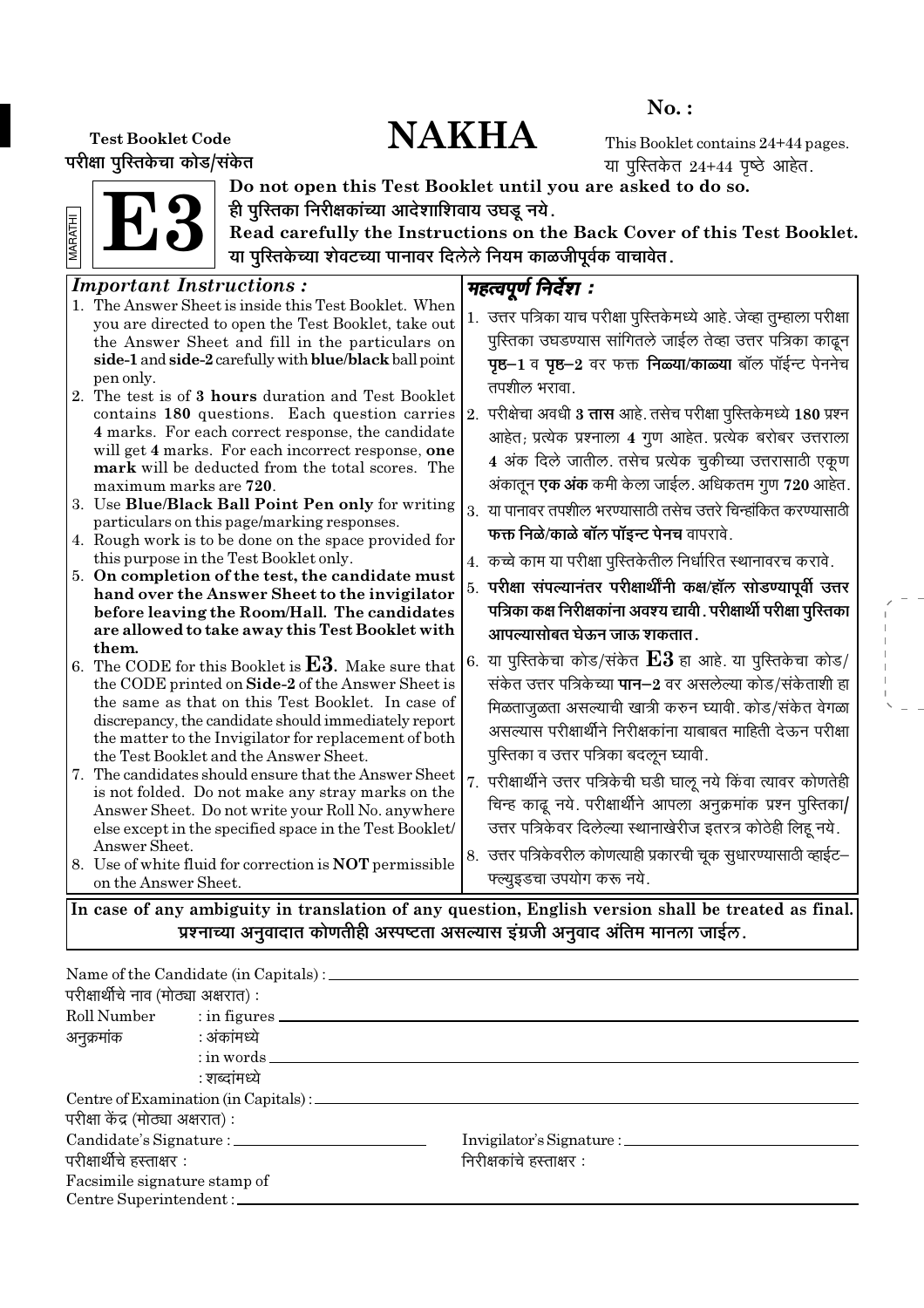**No. :**

# NAKHA

**Test Booklet Code**
परीक्षा पुस्तिकेचा कोड/संकेत

**E3**

MARATHI

This Booklet contains 24+44 pages.
या पुस्तिकेत 24+44 पृष्ठे आहेत.

**Do not open this Test Booklet until you are asked to do so.**
**ही पुस्तिका निरीक्षकांच्या आदेशाशिवाय उघडू नये.**
**Read carefully the Instructions on the Back Cover of this Test Booklet.**
**या पुस्तिकेच्या शेवटच्या पानावर दिलेले नियम काळजीपूर्वक वाचावेत.**

***Important Instructions :***

1. The Answer Sheet is inside this Test Booklet. When you are directed to open the Test Booklet, take out the Answer Sheet and fill in the particulars on **side-1** and **side-2** carefully with **blue/black** ball point pen only.
2. The test is of **3 hours** duration and Test Booklet contains **180** questions. Each question carries **4** marks. For each correct response, the candidate will get **4** marks. For each incorrect response, **one mark** will be deducted from the total scores. The maximum marks are **720**.
3. Use **Blue/Black Ball Point Pen only** for writing particulars on this page/marking responses.
4. Rough work is to be done on the space provided for this purpose in the Test Booklet only.
5. **On completion of the test, the candidate must hand over the Answer Sheet to the invigilator before leaving the Room/Hall. The candidates are allowed to take away this Test Booklet with them.**
6. The CODE for this Booklet is **E3**. Make sure that the CODE printed on **Side-2** of the Answer Sheet is the same as that on this Test Booklet. In case of discrepancy, the candidate should immediately report the matter to the Invigilator for replacement of both the Test Booklet and the Answer Sheet.
7. The candidates should ensure that the Answer Sheet is not folded. Do not make any stray marks on the Answer Sheet. Do not write your Roll No. anywhere else except in the specified space in the Test Booklet/ Answer Sheet.
8. Use of white fluid for correction is **NOT** permissible on the Answer Sheet.

***महत्वपूर्ण निर्देश :***

1. उत्तर पत्रिका याच परीक्षा पुस्तिकेमध्ये आहे. जेव्हा तुम्हाला परीक्षा पुस्तिका उघडण्यास सांगितले जाईल तेव्हा उत्तर पत्रिका काढून **पृष्ठ–1** व **पृष्ठ–2** वर फक्त **निळ्या/काळ्या** बॉल पॉईन्ट पेननेच तपशील भरावा.
2. परीक्षेचा अवधी **3 तास** आहे. तसेच परीक्षा पुस्तिकेमध्ये **180** प्रश्न आहेत; प्रत्येक प्रश्नाला **4** गुण आहेत. प्रत्येक बरोबर उत्तराला **4** अंक दिले जातील. तसेच प्रत्येक चुकीच्या उत्तरासाठी एकूण अंकातून **एक अंक** कमी केला जाईल. अधिकतम गुण **720** आहेत.
3. या पानावर तपशील भरण्यासाठी तसेच उत्तरे चिन्हांकित करण्यासाठी **फक्त निळे/काळे बॉल पॉइन्ट पेनच** वापरावे.
4. कच्चे काम या परीक्षा पुस्तिकेतील निर्धारित स्थानावरच करावे.
5. **परीक्षा संपल्यानंतर परीक्षार्थींनी कक्ष/हॉल सोडण्यापूर्वी उत्तर पत्रिका कक्ष निरीक्षकांना अवश्य द्यावी. परीक्षार्थी परीक्षा पुस्तिका आपल्यासोबत घेऊन जाऊ शकतात.**
6. या पुस्तिकेचा कोड/संकेत **E3** हा आहे. या पुस्तिकेचा कोड/संकेत उत्तर पत्रिकेच्या **पान–2** वर असलेल्या कोड/संकेताशी हा मिळताजुळता असल्याची खात्री करुन घ्यावी. कोड/संकेत वेगळा असल्यास परीक्षार्थीने निरीक्षकांना याबाबत माहिती देऊन परीक्षा पुस्तिका व उत्तर पत्रिका बदलून घ्यावी.
7. परीक्षार्थीने उत्तर पत्रिकेची घडी घालू नये किंवा त्यावर कोणतेही चिन्ह काढू नये. परीक्षार्थीने आपला अनुक्रमांक प्रश्न पुस्तिका/ उत्तर पत्रिकेवर दिलेल्या स्थानाखेरीज इतरत्र कोठेही लिहू नये.
8. उत्तर पत्रिकेवरील कोणत्याही प्रकारची चूक सुधारण्यासाठी व्हाईट–फ्लुइडचा उपयोग करू नये.

**In case of any ambiguity in translation of any question, English version shall be treated as final.**
**प्रश्नाच्या अनुवादात कोणतीही अस्पष्टता असल्यास इंग्रजी अनुवाद अंतिम मानला जाईल.**

Name of the Candidate (in Capitals) : ______________________
परीक्षार्थीचे नाव (मोठ्या अक्षरात) :

Roll Number : in figures ______________________
अनुक्रमांक : अंकांमध्ये
: in words ______________________
: शब्दांमध्ये

Centre of Examination (in Capitals) : ______________________
परीक्षा केंद्र (मोठ्या अक्षरात) :

Candidate's Signature : ______________________ Invigilator's Signature : ______________________
परीक्षार्थीचे हस्ताक्षर : निरीक्षकांचे हस्ताक्षर :

Facsimile signature stamp of
Centre Superintendent : ______________________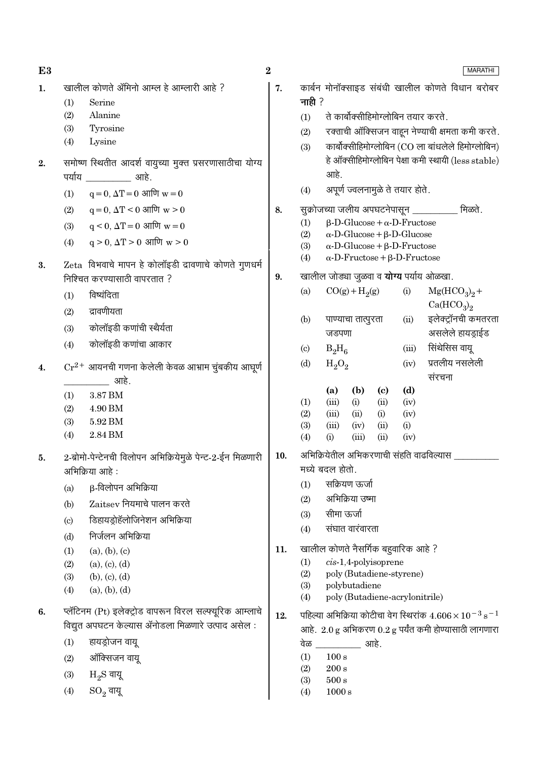1. खालील कोणते ॲमिनो आम्ल हे आम्लारी आहे ?
   (1) Serine
   (2) Alanine
   (3) Tyrosine
   (4) Lysine

2. समोष्ण स्थितीत आदर्श वायुच्या मुक्त प्रसरणासाठीचा योग्य पर्याय __________ आहे.
   (1) $q = 0, \Delta T = 0$ आणि $w = 0$
   (2) $q = 0, \Delta T < 0$ आणि $w > 0$
   (3) $q < 0, \Delta T = 0$ आणि $w = 0$
   (4) $q > 0, \Delta T > 0$ आणि $w > 0$

3. Zeta विभवाचे मापन हे कोलॉइडी द्रावणाचे कोणते गुणधर्म निश्चित करण्यासाठी वापरतात ?
   (1) विष्यंदिता
   (2) द्रावणीयता
   (3) कोलॉइडी कणांची स्थैर्यता
   (4) कोलॉइडी कणांचा आकार

4. $Cr^{2+}$ आयनची गणना केलेली केवळ आभ्राम चुंबकीय आघूर्ण __________ आहे.
   (1) 3.87 BM
   (2) 4.90 BM
   (3) 5.92 BM
   (4) 2.84 BM

5. 2-ब्रोमो-पेन्टेनची विलोपन अभिक्रियेमुळे पेन्ट-2-ईन मिळणारी अभिक्रिया आहे :
   (a) β-विलोपन अभिक्रिया
   (b) Zaitsev नियमाचे पालन करते
   (c) डिहायड्रोहॅलोजिनेशन अभिक्रिया
   (d) निर्जलन अभिक्रिया
   (1) (a), (b), (c)
   (2) (a), (c), (d)
   (3) (b), (c), (d)
   (4) (a), (b), (d)

6. प्लॅटिनम (Pt) इलेक्ट्रोड वापरून विरल सल्फ्यूरिक आम्लाचे विद्युत अपघटन केल्यास ॲनोडला मिळणारे उत्पाद असेल :
   (1) हायड्रोजन वायू
   (2) ऑक्सिजन वायू
   (3) $H_2S$ वायू
   (4) $SO_2$ वायू

7. कार्बन मोनॉक्साइड संबंधी खालील कोणते विधान बरोबर **नाही** ?
   (1) ते कार्बोक्सीहिमोग्लोबिन तयार करते.
   (2) रक्ताची ऑक्सिजन वाहून नेण्याची क्षमता कमी करते.
   (3) कार्बोक्सीहिमोग्लोबिन (CO ला बांधलेले हिमोग्लोबिन) हे ऑक्सीहिमोग्लोबिन पेक्षा कमी स्थायी (less stable) आहे.
   (4) अपूर्ण ज्वलनामुळे ते तयार होते.

8. सुक्रोजच्या जलीय अपघटनेपासून __________ मिळते.
   (1) β-D-Glucose + α-D-Fructose
   (2) α-D-Glucose + β-D-Glucose
   (3) α-D-Glucose + β-D-Fructose
   (4) α-D-Fructose + β-D-Fructose

9. खालील जोड्या जुळवा व **योग्य** पर्याय ओळखा.

| | | | |
|---|---|---|---|
| (a) | $CO(g) + H_2(g)$ | (i) | $Mg(HCO_3)_2 + Ca(HCO_3)_2$ |
| (b) | पाण्याचा तात्पुरता जडपणा | (ii) | इलेक्ट्रॉनची कमतरता असलेले हायड्राईड |
| (c) | $B_2H_6$ | (iii) | सिंथेसिस वायू |
| (d) | $H_2O_2$ | (iv) | प्रतलीय नसलेली संरचना |

| | (a) | (b) | (c) | (d) |
|---|---|---|---|---|
| (1) | (iii) | (i) | (ii) | (iv) |
| (2) | (iii) | (ii) | (i) | (iv) |
| (3) | (iii) | (iv) | (ii) | (i) |
| (4) | (i) | (iii) | (ii) | (iv) |

10. अभिक्रियेतील अभिकरणाची संहति वाढविल्यास __________ मध्ये बदल होतो.
   (1) सक्रियण ऊर्जा
   (2) अभिक्रिया उष्मा
   (3) सीमा ऊर्जा
   (4) संघात वारंवारता

11. खालील कोणते नैसर्गिक बहुवारिक आहे ?
   (1) *cis*-1,4-polyisoprene
   (2) poly (Butadiene-styrene)
   (3) polybutadiene
   (4) poly (Butadiene-acrylonitrile)

12. पहिल्या अभिक्रिया कोटीचा वेग स्थिरांक $4.606 \times 10^{-3}\,s^{-1}$ आहे. 2.0 g अभिकरण 0.2 g पर्यंत कमी होण्यासाठी लागणारा वेळ __________ आहे.
   (1) 100 s
   (2) 200 s
   (3) 500 s
   (4) 1000 s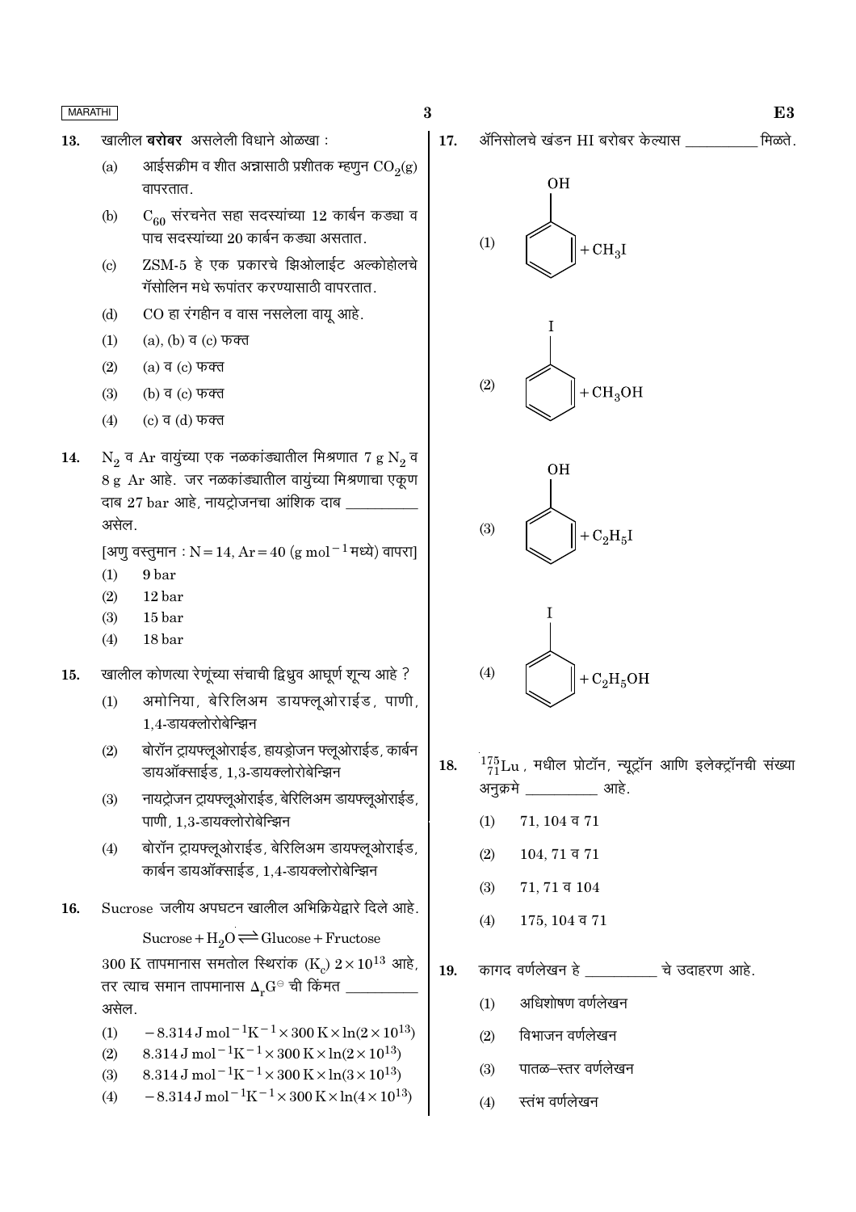13. खालील **बरोबर** असलेली विधाने ओळखा :

(a) आईसक्रीम व शीत अन्नासाठी प्रशीतक म्हणुन $CO_2(g)$ वापरतात.

(b) $C_{60}$ संरचनेत सहा सदस्यांच्या 12 कार्बन कड्या व पाच सदस्यांच्या 20 कार्बन कड्या असतात.

(c) ZSM-5 हे एक प्रकारचे झिओलाईट अल्कोहोलचे गॅसोलिन मधे रूपांतर करण्यासाठी वापरतात.

(d) CO हा रंगहीन व वास नसलेला वायू आहे.

(1) (a), (b) व (c) फक्त
(2) (a) व (c) फक्त
(3) (b) व (c) फक्त
(4) (c) व (d) फक्त

14. $N_2$ व Ar वायुंच्या एक नळकांड्यातील मिश्रणात 7 g $N_2$ व 8 g Ar आहे. जर नळकांड्यातील वायुंच्या मिश्रणाचा एकूण दाब 27 bar आहे, नायट्रोजनचा आंशिक दाब __________ असेल.

[अणु वस्तुमान : N = 14, Ar = 40 (g $mol^{-1}$ मध्ये) वापरा]

(1) 9 bar
(2) 12 bar
(3) 15 bar
(4) 18 bar

15. खालील कोणत्या रेणूंच्या संचाची द्विध्रुव आघूर्ण शून्य आहे ?

(1) अमोनिया, बेरिलिअम डायफ्लूओराईड, पाणी, 1,4-डायक्लोरोबेन्झिन
(2) बोरॉन ट्रायफ्लूओराईड, हायड्रोजन फ्लूओराईड, कार्बन डायऑक्साईड, 1,3-डायक्लोरोबेन्झिन
(3) नायट्रोजन ट्रायफ्लूओराईड, बेरिलिअम डायफ्लूओराईड, पाणी, 1,3-डायक्लोरोबेन्झिन
(4) बोरॉन ट्रायफ्लूओराईड, बेरिलिअम डायफ्लूओराईड, कार्बन डायऑक्साईड, 1,4-डायक्लोरोबेन्झिन

16. Sucrose जलीय अपघटन खालील अभिक्रियेद्वारे दिले आहे.

$$\text{Sucrose} + H_2O \rightleftharpoons \text{Glucose} + \text{Fructose}$$

300 K तापमानास समतोल स्थिरांक ($K_c$) $2 \times 10^{13}$ आहे, तर त्याच समान तापमानास $\Delta_r G^\ominus$ ची किंमत __________ असेल.

(1) $-8.314\ J\ mol^{-1}K^{-1} \times 300\ K \times \ln(2 \times 10^{13})$
(2) $8.314\ J\ mol^{-1}K^{-1} \times 300\ K \times \ln(2 \times 10^{13})$
(3) $8.314\ J\ mol^{-1}K^{-1} \times 300\ K \times \ln(3 \times 10^{13})$
(4) $-8.314\ J\ mol^{-1}K^{-1} \times 300\ K \times \ln(4 \times 10^{13})$

17. ॲनिसोलचे खंडन HI बरोबर केल्यास __________ मिळते.

(1) फिनॉल (बेन्झिन वलयावर OH) $+ CH_3I$
(2) आयोडोबेन्झिन (बेन्झिन वलयावर I) $+ CH_3OH$
(3) फिनॉल (बेन्झिन वलयावर OH) $+ C_2H_5I$
(4) आयोडोबेन्झिन (बेन्झिन वलयावर I) $+ C_2H_5OH$

18. ${}^{175}_{71}Lu$, मधील प्रोटॉन, न्यूट्रॉन आणि इलेक्ट्रॉनची संख्या अनुक्रमे __________ आहे.

(1) 71, 104 व 71
(2) 104, 71 व 71
(3) 71, 71 व 104
(4) 175, 104 व 71

19. कागद वर्णलेखन हे __________ चे उदाहरण आहे.

(1) अधिशोषण वर्णलेखन
(2) विभाजन वर्णलेखन
(3) पातळ–स्तर वर्णलेखन
(4) स्तंभ वर्णलेखन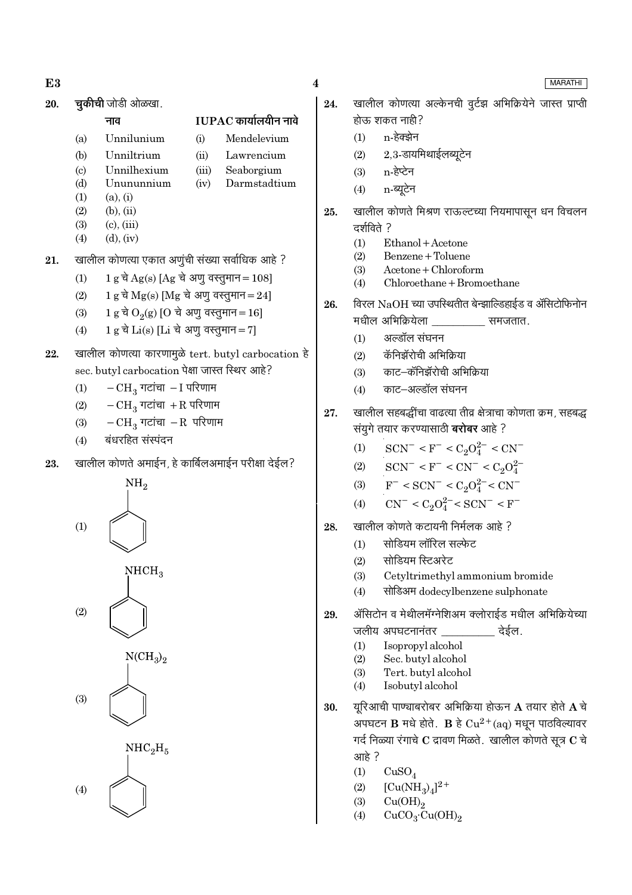20. **चुकीची** जोडी ओळखा.

| | नाव | | IUPAC कार्यालयीन नावे |
|---|---|---|---|
| (a) | Unnilunium | (i) | Mendelevium |
| (b) | Unniltrium | (ii) | Lawrencium |
| (c) | Unnilhexium | (iii) | Seaborgium |
| (d) | Unununnium | (iv) | Darmstadtium |

(1) (a), (i)
(2) (b), (ii)
(3) (c), (iii)
(4) (d), (iv)

21. खालील कोणत्या एकात अणुंची संख्या सर्वाधिक आहे ?

(1) 1 g चे Ag(s) [Ag चे अणु वस्तुमान = 108]
(2) 1 g चे Mg(s) [Mg चे अणु वस्तुमान = 24]
(3) 1 g चे $O_2$(g) [O चे अणु वस्तुमान = 16]
(4) 1 g चे Li(s) [Li चे अणु वस्तुमान = 7]

22. खालील कोणत्या कारणामुळे tert. butyl carbocation हे sec. butyl carbocation पेक्षा जास्त स्थिर आहे?

(1) $-CH_3$ गटांचा $-I$ परिणाम
(2) $-CH_3$ गटांचा $+R$ परिणाम
(3) $-CH_3$ गटांचा $-R$ परिणाम
(4) बंधरहित संस्पंदन

23. खालील कोणते अमाईन, हे कार्बिलअमाईन परीक्षा देईल?

(1) $NH_2$ (बेंझीन वलयास जोडलेला)
(2) $NHCH_3$ (बेंझीन वलयास जोडलेला)
(3) $N(CH_3)_2$ (बेंझीन वलयास जोडलेला)
(4) $NHC_2H_5$ (बेंझीन वलयास जोडलेला)

24. खालील कोणत्या अल्केनची वुर्टझ अभिक्रियेने जास्त प्राप्ती होऊ शकत नाही?

(1) n-हेक्झेन
(2) 2,3-डायमिथाईलब्यूटेन
(3) n-हेप्टेन
(4) n-ब्यूटेन

25. खालील कोणते मिश्रण राऊल्टच्या नियमापासून धन विचलन दर्शविते ?

(1) Ethanol + Acetone
(2) Benzene + Toluene
(3) Acetone + Chloroform
(4) Chloroethane + Bromoethane

26. विरल NaOH च्या उपस्थितीत बेन्झाल्डिहाईड व ॲसिटोफिनोन मधील अभिक्रियेला __________ समजतात.

(1) अल्डॉल संघनन
(2) कॅनिझॅरोची अभिक्रिया
(3) काट–कॅनिझॅरोची अभिक्रिया
(4) काट–अल्डॉल संघनन

27. खालील सहबद्धींचा वाढत्या तीव्र क्षेत्राचा कोणता क्रम, सहबद्ध संयुगे तयार करण्यासाठी **बरोबर** आहे ?

(1) $SCN^- < F^- < C_2O_4^{2-} < CN^-$
(2) $SCN^- < F^- < CN^- < C_2O_4^{2-}$
(3) $F^- < SCN^- < C_2O_4^{2-} < CN^-$
(4) $CN^- < C_2O_4^{2-} < SCN^- < F^-$

28. खालील कोणते कटायनी निर्मलक आहे ?

(1) सोडियम लॉरिल सल्फेट
(2) सोडियम स्टिअरेट
(3) Cetyltrimethyl ammonium bromide
(4) सोडिअम dodecylbenzene sulphonate

29. ॲसिटोन व मेथीलमॅग्नेशिअम क्लोराईड मधील अभिक्रियेच्या जलीय अपघटनानंतर __________ देईल.

(1) Isopropyl alcohol
(2) Sec. butyl alcohol
(3) Tert. butyl alcohol
(4) Isobutyl alcohol

30. यूरिआची पाण्याबरोबर अभिक्रिया होऊन **A** तयार होते **A** चे अपघटन **B** मधे होते. **B** हे $Cu^{2+}$(aq) मधून पाठविल्यावर गर्द निळ्या रंगाचे **C** द्रावण मिळते. खालील कोणते सूत्र **C** चे आहे ?

(1) $CuSO_4$
(2) $[Cu(NH_3)_4]^{2+}$
(3) $Cu(OH)_2$
(4) $CuCO_3 \cdot Cu(OH)_2$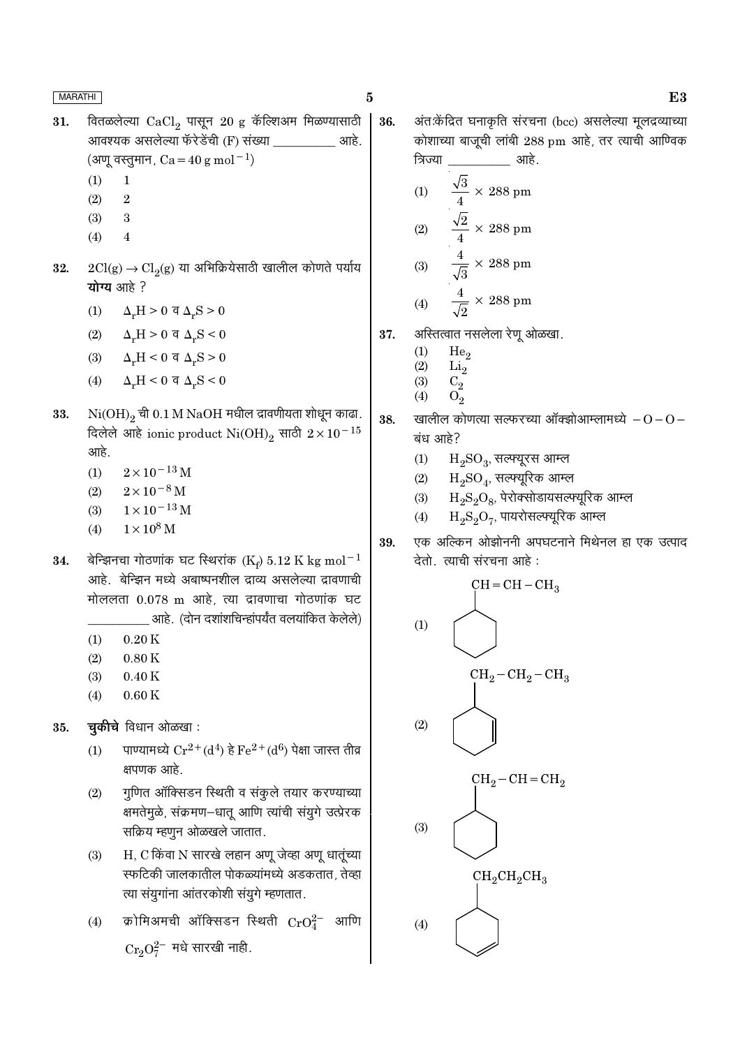31. वितळलेल्या $CaCl_2$ पासून 20 g कॅल्शिअम मिळण्यासाठी आवश्यक असलेल्या फॅरेडेंची (F) संख्या __________ आहे. (अणू वस्तुमान, $Ca = 40\ g\ mol^{-1}$)

 (1) 1
 (2) 2
 (3) 3
 (4) 4

32. $2Cl(g) \rightarrow Cl_2(g)$ या अभिक्रियेसाठी खालील कोणते पर्याय **योग्य** आहे ?

 (1) $\Delta_rH > 0$ व $\Delta_rS > 0$
 (2) $\Delta_rH > 0$ व $\Delta_rS < 0$
 (3) $\Delta_rH < 0$ व $\Delta_rS > 0$
 (4) $\Delta_rH < 0$ व $\Delta_rS < 0$

33. $Ni(OH)_2$ ची 0.1 M NaOH मधील द्रावणीयता शोधून काढा. दिलेले आहे ionic product $Ni(OH)_2$ साठी $2 \times 10^{-15}$ आहे.

 (1) $2 \times 10^{-13}$ M
 (2) $2 \times 10^{-8}$ M
 (3) $1 \times 10^{-13}$ M
 (4) $1 \times 10^{8}$ M

34. बेन्झिनचा गोठणांक घट स्थिरांक ($K_f$) 5.12 K kg $mol^{-1}$ आहे. बेन्झिन मध्ये अबाष्पनशील द्राव्य असलेल्या द्रावणाची मोललता 0.078 m आहे, त्या द्रावणाचा गोठणांक घट __________ आहे. (दोन दशांशचिन्हांपर्यंत वलयांकित केलेले)

 (1) 0.20 K
 (2) 0.80 K
 (3) 0.40 K
 (4) 0.60 K

35. **चुकीचे** विधान ओळखा :

 (1) पाण्यामध्ये $Cr^{2+}(d^4)$ हे $Fe^{2+}(d^6)$ पेक्षा जास्त तीव्र क्षपणक आहे.
 (2) गुणित ऑक्सिडन स्थिती व संकुले तयार करण्याच्या क्षमतेमुळे, संक्रमण–धातू आणि त्यांची संयुगे उत्प्रेरक सक्रिय म्हणुन ओळखले जातात.
 (3) H, C किंवा N सारखे लहान अणू जेव्हा अणू धातूंच्या स्फटिकी जालकातील पोकळ्यांमध्ये अडकतात, तेव्हा त्या संयुगांना आंतरकोशी संयुगे म्हणतात.
 (4) क्रोमिअमची ऑक्सिडन स्थिती $CrO_4^{2-}$ आणि $Cr_2O_7^{2-}$ मधे सारखी नाही.

36. अंत:केंद्रित घनाकृति संरचना (bcc) असलेल्या मूलद्रव्याच्या कोशाच्या बाजूची लांबी 288 pm आहे, तर त्याची आण्विक त्रिज्या __________ आहे.

 (1) $\frac{\sqrt{3}}{4} \times 288$ pm
 (2) $\frac{\sqrt{2}}{4} \times 288$ pm
 (3) $\frac{4}{\sqrt{3}} \times 288$ pm
 (4) $\frac{4}{\sqrt{2}} \times 288$ pm

37. अस्तित्वात नसलेला रेणू ओळखा.

 (1) $He_2$
 (2) $Li_2$
 (3) $C_2$
 (4) $O_2$

38. खालील कोणत्या सल्फरच्या ऑक्झोआम्लामध्ये $-O-O-$ बंध आहे?

 (1) $H_2SO_3$, सल्फ्यूरस आम्ल
 (2) $H_2SO_4$, सल्फ्यूरिक आम्ल
 (3) $H_2S_2O_8$, पेरोक्सोडायसल्फ्यूरिक आम्ल
 (4) $H_2S_2O_7$, पायरोसल्फ्यूरिक आम्ल

39. एक अल्किन ओझोननी अपघटनाने मिथेनल हा एक उत्पाद देतो. त्याची संरचना आहे :

 (1) $CH=CH-CH_3$ गट असलेले सायक्लोहेक्झेन
 (2) $CH_2-CH_2-CH_3$ गट असलेले सायक्लोहेक्झीन (द्विबंध वलयात, प्रतिस्थापित कार्बनजवळ)
 (3) $CH_2-CH=CH_2$ गट असलेले सायक्लोहेक्झेन
 (4) $CH_2CH_2CH_3$ गट असलेले सायक्लोहेक्झीन (द्विबंध वलयात, प्रतिस्थापित कार्बनपासून दूर)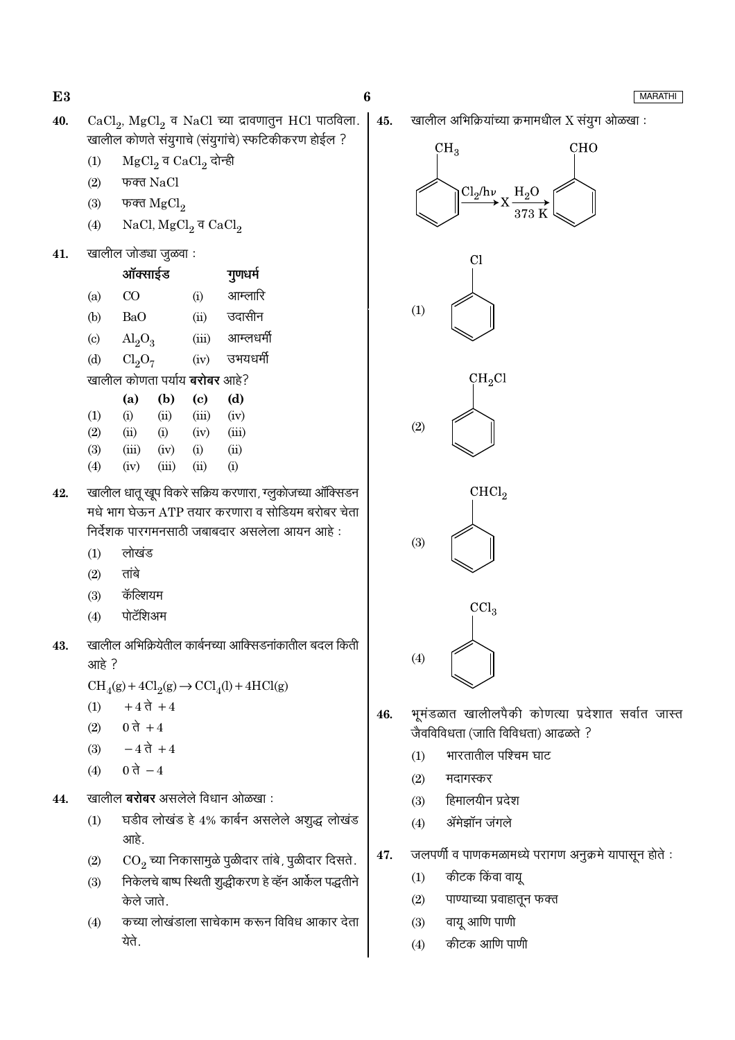40. $CaCl_2$, $MgCl_2$ व $NaCl$ च्या द्रावणातुन $HCl$ पाठविला. खालील कोणते संयुगाचे (संयुगांचे) स्फटिकीकरण होईल ?

(1) $MgCl_2$ व $CaCl_2$ दोन्ही

(2) फक्त $NaCl$

(3) फक्त $MgCl_2$

(4) $NaCl$, $MgCl_2$ व $CaCl_2$

41. खालील जोड्या जुळवा :

| | ऑक्साईड | | गुणधर्म |
|---|---|---|---|
| (a) | $CO$ | (i) | आम्लारि |
| (b) | $BaO$ | (ii) | उदासीन |
| (c) | $Al_2O_3$ | (iii) | आम्लधर्मी |
| (d) | $Cl_2O_7$ | (iv) | उभयधर्मी |

खालील कोणता पर्याय **बरोबर** आहे?

| | (a) | (b) | (c) | (d) |
|---|---|---|---|---|
| (1) | (i) | (ii) | (iii) | (iv) |
| (2) | (ii) | (i) | (iv) | (iii) |
| (3) | (iii) | (iv) | (i) | (ii) |
| (4) | (iv) | (iii) | (ii) | (i) |

42. खालील धातू खूप विकरे सक्रिय करणारा, ग्लुकोजच्या ऑक्सिडन मधे भाग घेऊन ATP तयार करणारा व सोडियम बरोबर चेता निर्देशक पारगमनसाठी जबाबदार असलेला आयन आहे :

(1) लोखंड

(2) तांबे

(3) कॅल्शियम

(4) पोटॅशिअम

43. खालील अभिक्रियेतील कार्बनच्या आक्सिडनांकातील बदल किती आहे ?

$$CH_4(g) + 4Cl_2(g) \rightarrow CCl_4(l) + 4HCl(g)$$

(1) $+4$ ते $+4$

(2) $0$ ते $+4$

(3) $-4$ ते $+4$

(4) $0$ ते $-4$

44. खालील **बरोबर** असलेले विधान ओळखा :

(1) घडीव लोखंड हे 4% कार्बन असलेले अशुद्ध लोखंड आहे.

(2) $CO_2$ च्या निकासामुळे पुळीदार तांबे, पुळीदार दिसते.

(3) निकेलचे बाष्प स्थिती शुद्धीकरण हे व्हॅन आर्केल पद्धतीने केले जाते.

(4) कच्च्या लोखंडाला साचेकाम करून विविध आकार देता येते.

45. खालील अभिक्रियांच्या क्रमामधील X संयुग ओळखा :

$$C_6H_5CH_3 \xrightarrow{Cl_2/h\nu} X \xrightarrow[373\ K]{H_2O} C_6H_5CHO$$

(1) $C_6H_5Cl$

(2) $C_6H_5CH_2Cl$

(3) $C_6H_5CHCl_2$

(4) $C_6H_5CCl_3$

46. भूमंडळात खालीलपैकी कोणत्या प्रदेशात सर्वात जास्त जैवविविधता (जाति विविधता) आढळते ?

(1) भारतातील पश्चिम घाट

(2) मदागस्कर

(3) हिमालयीन प्रदेश

(4) ॲमेझॉन जंगले

47. जलपर्णी व पाणकमळामध्ये परागण अनुक्रमे यापासून होते :

(1) कीटक किंवा वायू

(2) पाण्याच्या प्रवाहातून फक्त

(3) वायू आणि पाणी

(4) कीटक आणि पाणी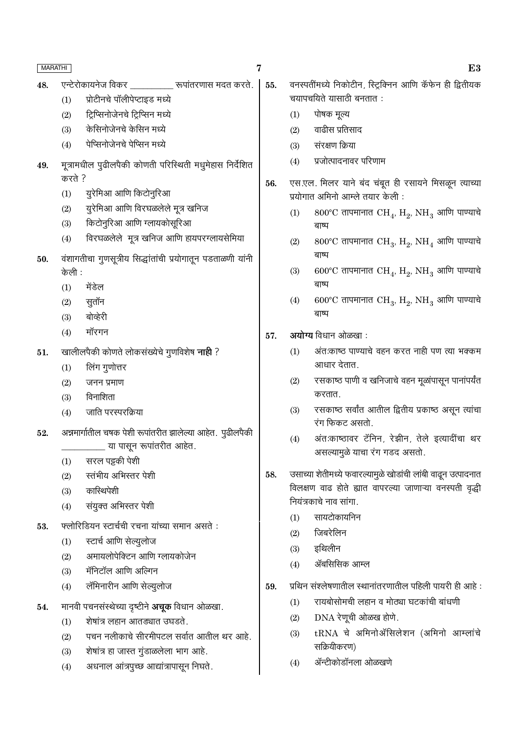48. एन्टेरोकायनेज विकर __________ रूपांतरणास मदत करते.
    (1) प्रोटीनचे पॉलीपेप्टाइड मध्ये
    (2) ट्रिप्सिनोजेनचे ट्रिप्सिन मध्ये
    (3) केसिनोजेनचे केसिन मध्ये
    (4) पेप्सिनोजेनचे पेप्सिन मध्ये

49. मूत्रामधील पुढीलपैकी कोणती परिस्थिती मधुमेहास निर्देशित करते ?
    (1) युरेमिआ आणि किटोनुरिआ
    (2) युरेमिआ आणि विरघळलेले मूत्र खनिज
    (3) किटोनुरिआ आणि ग्लायकोसूरिआ
    (4) विरघळलेले मूत्र खनिज आणि हायपरग्लायसेमिया

50. वंशागतीचा गुणसूत्रीय सिद्धांतांची प्रयोगातून पडताळणी यांनी केली :
    (1) मेंडेल
    (2) सुतॉन
    (3) बोव्हेरी
    (4) मॉरगन

51. खालीलपैकी कोणते लोकसंख्येचे गुणविशेष **नाही** ?
    (1) लिंग गुणोत्तर
    (2) जनन प्रमाण
    (3) विनाशिता
    (4) जाति परस्परक्रिया

52. अन्नमार्गातील चषक पेशी रूपांतरीत झालेल्या आहेत. पुढीलपैकी __________ या पासून रूपांतरीत आहेत.
    (1) सरल पट्टकी पेशी
    (2) स्तंभीय अभिस्तर पेशी
    (3) कास्थिपेशी
    (4) संयुक्त अभिस्तर पेशी

53. फ्लोरिडियन स्टार्चची रचना यांच्या समान असते :
    (1) स्टार्च आणि सेल्युलोज
    (2) अमायलोपेक्टिन आणि ग्लायकोजेन
    (3) मॅनिटॉल आणि अल्गिन
    (4) लॅमिनारीन आणि सेल्युलोज

54. मानवी पचनसंस्थेच्या दृष्टीने **अचूक** विधान ओळखा.
    (1) शेषांत्र लहान आतड्यात उघडते.
    (2) पचन नलीकाचे सीरमीपटल सर्वात आतील थर आहे.
    (3) शेषांत्र हा जास्त गुंडाळलेला भाग आहे.
    (4) अधनाल आंत्रपुच्छ आद्यांत्रापासून निघते.

55. वनस्पतींमध्ये निकोटीन, स्ट्रिक्निन आणि कॅफेन ही द्वितीयक चयापचयिते यासाठी बनतात :
    (1) पोषक मूल्य
    (2) वाढीस प्रतिसाद
    (3) संरक्षण क्रिया
    (4) प्रजोत्पादनावर परिणाम

56. एस.एल. मिलर याने बंद चंबूत ही रसायने मिसळून त्याच्या प्रयोगात अमिनो आम्ले तयार केली :
    (1) 800°C तापमानात $CH_4$, $H_2$, $NH_3$ आणि पाण्याचे बाष्प
    (2) 800°C तापमानात $CH_3$, $H_2$, $NH_4$ आणि पाण्याचे बाष्प
    (3) 600°C तापमानात $CH_4$, $H_2$, $NH_3$ आणि पाण्याचे बाष्प
    (4) 600°C तापमानात $CH_3$, $H_2$, $NH_3$ आणि पाण्याचे बाष्प

57. **अयोग्य** विधान ओळखा :
    (1) अंत:काष्ठ पाण्याचे वहन करत नाही पण त्या भक्कम आधार देतात.
    (2) रसकाष्ठ पाणी व खनिजाचे वहन मूळांपासून पानांपर्यंत करतात.
    (3) रसकाष्ठ सर्वांत आतील द्वितीय प्रकाष्ठ असून त्यांचा रंग फिकट असतो.
    (4) अंत:काष्ठावर टॅनिन, रेझीन, तेले इत्यादींचा थर असल्यामुळे याचा रंग गडद असतो.

58. उसाच्या शेतीमध्ये फवारल्यामुळे खोडांची लांबी वाढून उत्पादनात विलक्षण वाढ होते ह्यात वापरल्या जाणाऱ्या वनस्पती वृद्धी नियंत्रकाचे नाव सांगा.
    (1) सायटोकायनिन
    (2) जिबरेलिन
    (3) इथिलीन
    (4) ॲबसिसिक आम्ल

59. प्रथिन संश्लेषणातील स्थानांतरणातील पहिली पायरी ही आहे :
    (1) रायबोसोमची लहान व मोठ्या घटकांची बांधणी
    (2) DNA रेणूची ओळख होणे.
    (3) tRNA चे अमिनोॲसिलेशन (अमिनो आम्लांचे सक्रियीकरण)
    (4) ॲन्टीकोडॉनला ओळखणे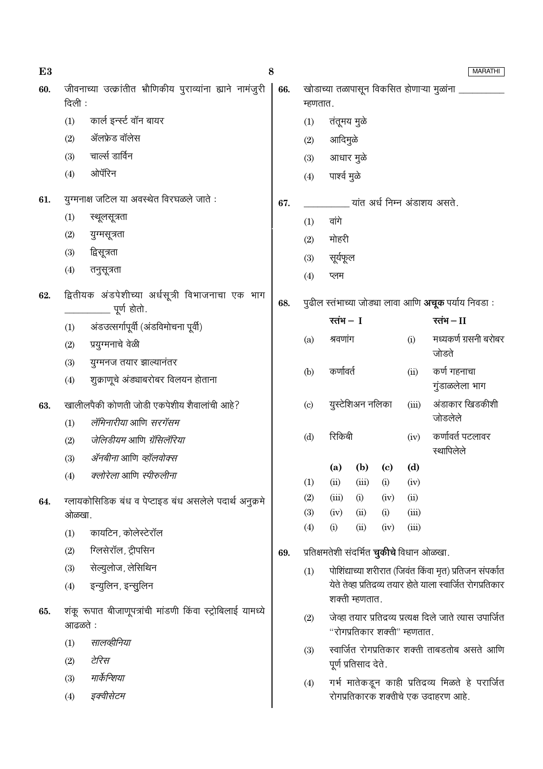60. जीवनाच्या उत्क्रांतीत भौगिकीय पुराव्यांना ह्याने नामंजुरी दिली :

(1) कार्ल इन्स्र्ट वॉन बायर
(2) ॲलफ्रेड वॉलेस
(3) चार्ल्स डार्विन
(4) ओपॅरिन

61. युग्मनाक्ष जटिल या अवस्थेत विरघळले जाते :

(1) स्थूलसूत्रता
(2) युग्मसूत्रता
(3) द्विसूत्रता
(4) तनुसूत्रता

62. द्वितीयक अंडपेशीच्या अर्धसूत्री विभाजनाचा एक भाग __________ पूर्ण होतो.

(1) अंडउत्सर्गापूर्वी (अंडविमोचना पूर्वी)
(2) प्रयुग्मनाचे वेळी
(3) युग्मनज तयार झाल्यानंतर
(4) शुक्राणूचे अंड्याबरोबर विलयन होताना

63. खालीलपैकी कोणती जोडी एकपेशीय शैवालांची आहे?

(1) *लॅमिनारीया* आणि *सरगॅसम*
(2) *जेलिडीयम* आणि *ग्रॅसिलॅरिया*
(3) *ॲनबीना* आणि *व्हॉलवोक्स*
(4) *क्लोरेला* आणि *स्पीरुलीना*

64. ग्लायकोसिडिक बंध व पेप्टाइड बंध असलेले पदार्थ अनुक्रमे ओळखा.

(1) कायटिन, कोलेस्टेरॉल
(2) ग्लिसेरॉल, ट्रीपसिन
(3) सेल्युलोज, लेसिथिन
(4) इन्युलिन, इन्सुलिन

65. शंकू रूपात बीजाणूपत्रांची मांडणी किंवा स्ट्रोबिलाई यामध्ये आढळते :

(1) *सालव्हीनिया*
(2) *टेरिस*
(3) *मार्केन्शिया*
(4) *इक्वीसेटम*

66. खोडाच्या तळापासून विकसित होणाऱ्या मुळांना __________ म्हणतात.

(1) तंतूमय मुळे
(2) आदिमुळे
(3) आधार मुळे
(4) पार्श्व मुळे

67. __________ यांत अर्ध निम्न अंडाशय असते.

(1) वांगे
(2) मोहरी
(3) सूर्यफूल
(4) प्लम

68. पुढील स्तंभाच्या जोड्या लावा आणि **अचूक** पर्याय निवडा :

| | स्तंभ – I | | स्तंभ – II |
|---|---|---|---|
| (a) | श्रवणांग | (i) | मध्यकर्ण ग्रसनी बरोबर जोडते |
| (b) | कर्णावर्त | (ii) | कर्ण गहनाचा गुंडाळलेला भाग |
| (c) | युस्टेशिअन नलिका | (iii) | अंडाकार खिडकीशी जोडलेले |
| (d) | रिकिबी | (iv) | कर्णावर्त पटलावर स्थापिलेले |

| | (a) | (b) | (c) | (d) |
|---|---|---|---|---|
| (1) | (ii) | (iii) | (i) | (iv) |
| (2) | (iii) | (i) | (iv) | (ii) |
| (3) | (iv) | (ii) | (i) | (iii) |
| (4) | (i) | (ii) | (iv) | (iii) |

69. प्रतिक्षमतेशी संदर्भित **चुकीचे** विधान ओळखा.

(1) पोशिंद्याच्या शरीरात (जिवंत किंवा मृत) प्रतिजन संपर्कात येते तेव्हा प्रतिद्रव्य तयार होते याला स्वार्जित रोगप्रतिकार शक्ती म्हणतात.
(2) जेव्हा तयार प्रतिद्रव्य प्रत्यक्ष दिले जाते त्यास उपार्जित "रोगप्रतिकार शक्ती" म्हणतात.
(3) स्वार्जित रोगप्रतिकार शक्ती ताबडतोब असते आणि पूर्ण प्रतिसाद देते.
(4) गर्भ मातेकडून काही प्रतिद्रव्य मिळते हे परार्जित रोगप्रतिकारक शक्तीचे एक उदाहरण आहे.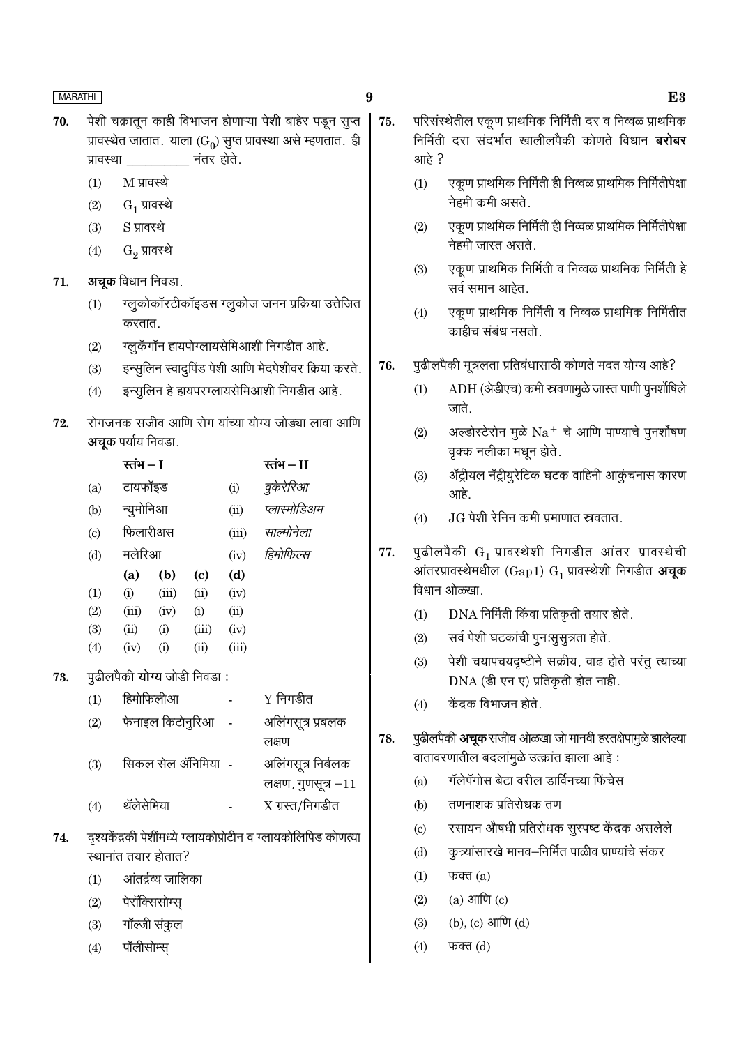70. पेशी चक्रातून काही विभाजन होणाऱ्या पेशी बाहेर पडून सुप्त प्रावस्थेत जातात. याला $(G_0)$ सुप्त प्रावस्था असे म्हणतात. ही प्रावस्था __________ नंतर होते.

 (1) M प्रावस्थे
 (2) $G_1$ प्रावस्थे
 (3) S प्रावस्थे
 (4) $G_2$ प्रावस्थे

71. **अचूक** विधान निवडा.

 (1) ग्लुकोकॉरटीकॉइडस ग्लुकोज जनन प्रक्रिया उत्तेजित करतात.
 (2) ग्लुकॅगॉन हायपोग्लायसेमिआशी निगडीत आहे.
 (3) इन्सुलिन स्वादुपिंड पेशी आणि मेदपेशीवर क्रिया करते.
 (4) इन्सुलिन हे हायपरग्लायसेमिआशी निगडीत आहे.

72. रोगजनक सजीव आणि रोग यांच्या योग्य जोड्या लावा आणि **अचूक** पर्याय निवडा.

| | स्तंभ – I | | स्तंभ – II |
|---|---|---|---|
| (a) | टायफॉइड | (i) | *वुकेरेरिआ* |
| (b) | न्युमोनिआ | (ii) | *प्लास्मोडिअम* |
| (c) | फिलारीअस | (iii) | *साल्मोनेला* |
| (d) | मलेरिआ | (iv) | *हिमोफिल्स* |

| | (a) | (b) | (c) | (d) |
|---|---|---|---|---|
| (1) | (i) | (iii) | (ii) | (iv) |
| (2) | (iii) | (iv) | (i) | (ii) |
| (3) | (ii) | (i) | (iii) | (iv) |
| (4) | (iv) | (i) | (ii) | (iii) |

73. पुढीलपैकी **योग्य** जोडी निवडा :

 (1) हिमोफिलीआ - Y निगडीत
 (2) फेनाइल किटोनुरिआ - अलिंगसूत्र प्रबलक लक्षण
 (3) सिकल सेल ॲनिमिया - अलिंगसूत्र निर्बलक लक्षण, गुणसूत्र –11
 (4) थॅलेसेमिया - X ग्रस्त/निगडीत

74. दृश्यकेंद्रकी पेशींमध्ये ग्लायकोप्रोटीन व ग्लायकोलिपिड कोणत्या स्थानांत तयार होतात?

 (1) आंतर्द्रव्य जालिका
 (2) पेरॉक्सिसोम्स्
 (3) गॉल्जी संकुल
 (4) पॉलीसोम्स्

75. परिसंस्थेतील एकूण प्राथमिक निर्मिती दर व निव्वळ प्राथमिक निर्मिती दरा संदर्भात खालीलपैकी कोणते विधान **बरोबर** आहे ?

 (1) एकूण प्राथमिक निर्मिती ही निव्वळ प्राथमिक निर्मितीपेक्षा नेहमी कमी असते.
 (2) एकूण प्राथमिक निर्मिती ही निव्वळ प्राथमिक निर्मितीपेक्षा नेहमी जास्त असते.
 (3) एकूण प्राथमिक निर्मिती व निव्वळ प्राथमिक निर्मिती हे सर्व समान आहेत.
 (4) एकूण प्राथमिक निर्मिती व निव्वळ प्राथमिक निर्मितीत काहीच संबंध नसतो.

76. पुढीलपैकी मूत्रलता प्रतिबंधासाठी कोणते मदत योग्य आहे?

 (1) ADH (ॲडीएच) कमी स्त्रवणामुळे जास्त पाणी पुनर्शोषिले जाते.
 (2) अल्डोस्टेरोन मुळे $Na^+$ चे आणि पाण्याचे पुनर्शोषण वृक्क नलीका मधून होते.
 (3) ॲट्रीयल नॅट्रीयुरेटिक घटक वाहिनी आकुंचनास कारण आहे.
 (4) JG पेशी रेनिन कमी प्रमाणात स्त्रवतात.

77. पुढीलपैकी $G_1$ प्रावस्थेशी निगडीत आंतर प्रावस्थेची आंतरप्रावस्थेमधील (Gap1) $G_1$ प्रावस्थेशी निगडीत **अचूक** विधान ओळखा.

 (1) DNA निर्मिती किंवा प्रतिकृती तयार होते.
 (2) सर्व पेशी घटकांची पुनःसुसुत्रता होते.
 (3) पेशी चयापचयदृष्टीने सक्रीय, वाढ होते परंतु त्याच्या DNA (डी एन ए) प्रतिकृती होत नाही.
 (4) केंद्रक विभाजन होते.

78. पुढीलपैकी **अचूक** सजीव ओळखा जो मानवी हस्तक्षेपामुळे झालेल्या वातावरणातील बदलांमुळे उत्क्रांत झाला आहे :

 (a) गॅलेपॅगोस बेटा वरील डार्विनच्या फिंचेस
 (b) तणनाशक प्रतिरोधक तण
 (c) रसायन औषधी प्रतिरोधक सुस्पष्ट केंद्रक असलेले
 (d) कुत्र्यांसारखे मानव–निर्मित पाळीव प्राण्यांचे संकर

 (1) फक्त (a)
 (2) (a) आणि (c)
 (3) (b), (c) आणि (d)
 (4) फक्त (d)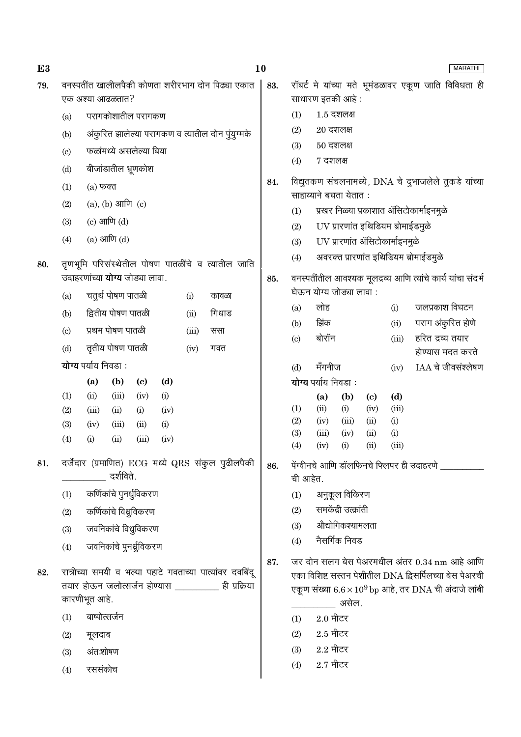79. वनस्पतींत खालीलपैकी कोणता शरीरभाग दोन पिढ्या एकात एक अश्या आढळतात?

(a) परागकोशातील परागकण

(b) अंकुरित झालेल्या परागकण व त्यातील दोन पुंयुग्मके

(c) फळांमध्ये असलेल्या बिया

(d) बीजांडातील भ्रूणकोश

(1) (a) फक्त

(2) (a), (b) आणि (c)

(3) (c) आणि (d)

(4) (a) आणि (d)

80. तृणभूमि परिसंस्थेतील पोषण पातळींचे व त्यातील जाति उदाहरणांच्या **योग्य** जोड्या लावा.

| | | | |
|---|---|---|---|
| (a) | चतुर्थ पोषण पातळी | (i) | कावळा |
| (b) | द्वितीय पोषण पातळी | (ii) | गिधाड |
| (c) | प्रथम पोषण पातळी | (iii) | ससा |
| (d) | तृतीय पोषण पातळी | (iv) | गवत |

**योग्य** पर्याय निवडा :

| | (a) | (b) | (c) | (d) |
|---|---|---|---|---|
| (1) | (ii) | (iii) | (iv) | (i) |
| (2) | (iii) | (ii) | (i) | (iv) |
| (3) | (iv) | (iii) | (ii) | (i) |
| (4) | (i) | (ii) | (iii) | (iv) |

81. दर्जेदार (प्रमाणित) ECG मध्ये QRS संकुल पुढीलपैकी __________ दर्शविते.

(1) कर्णिकांचे पुनर्ध्रुविकरण

(2) कर्णिकांचे विध्रुविकरण

(3) जवनिकांचे विध्रुविकरण

(4) जवनिकांचे पुनर्ध्रुविकरण

82. रात्रीच्या समयी व भल्या पहाटे गवताच्या पात्यांवर दवबिंदू तयार होऊन जलोत्सर्जन होण्यास __________ ही प्रक्रिया कारणीभूत आहे.

(1) बाष्पोत्सर्जन

(2) मूलदाब

(3) अंतःशोषण

(4) रससंकोच

83. रॉबर्ट मे यांच्या मते भूमंडळावर एकूण जाति विविधता ही साधारण इतकी आहे :

(1) 1.5 दशलक्ष

(2) 20 दशलक्ष

(3) 50 दशलक्ष

(4) 7 दशलक्ष

84. विद्युतकण संचलनामध्ये, DNA चे दुभाजलेले तुकडे यांच्या साहाय्याने बघता येतात :

(1) प्रखर निळ्या प्रकाशात ॲसिटोकार्माइनमुळे

(2) UV प्रारणांत इथिडियम ब्रोमाईडमुळे

(3) UV प्रारणांत ॲसिटोकार्माइनमुळे

(4) अवरक्त प्रारणांत इथिडियम ब्रोमाईडमुळे

85. वनस्पतींतील आवश्यक मूलद्रव्य आणि त्यांचे कार्य यांचा संदर्भ घेऊन योग्य जोड्या लावा :

| | | | |
|---|---|---|---|
| (a) | लोह | (i) | जलप्रकाश विघटन |
| (b) | झिंक | (ii) | पराग अंकुरित होणे |
| (c) | बोरॉन | (iii) | हरित द्रव्य तयार होण्यास मदत करते |
| (d) | मॅंगनीज | (iv) | IAA चे जीवसंश्लेषण |

**योग्य** पर्याय निवडा :

| | (a) | (b) | (c) | (d) |
|---|---|---|---|---|
| (1) | (ii) | (i) | (iv) | (iii) |
| (2) | (iv) | (iii) | (ii) | (i) |
| (3) | (iii) | (iv) | (ii) | (i) |
| (4) | (iv) | (i) | (ii) | (iii) |

86. पेंग्वीनचे आणि डॉलफिनचे फ्लिपर ही उदाहरणे __________ ची आहेत.

(1) अनुकूल विकिरण

(2) समकेंद्री उत्क्रांती

(3) औद्योगिकश्यामलता

(4) नैसर्गिक निवड

87. जर दोन सलग बेस पेअरमधील अंतर 0.34 nm आहे आणि एका विशिष्ट सस्तन पेशीतील DNA द्विसर्पिलच्या बेस पेअरची एकूण संख्या $6.6 \times 10^9$ bp आहे, तर DNA ची अंदाजे लांबी __________ असेल.

(1) 2.0 मीटर

(2) 2.5 मीटर

(3) 2.2 मीटर

(4) 2.7 मीटर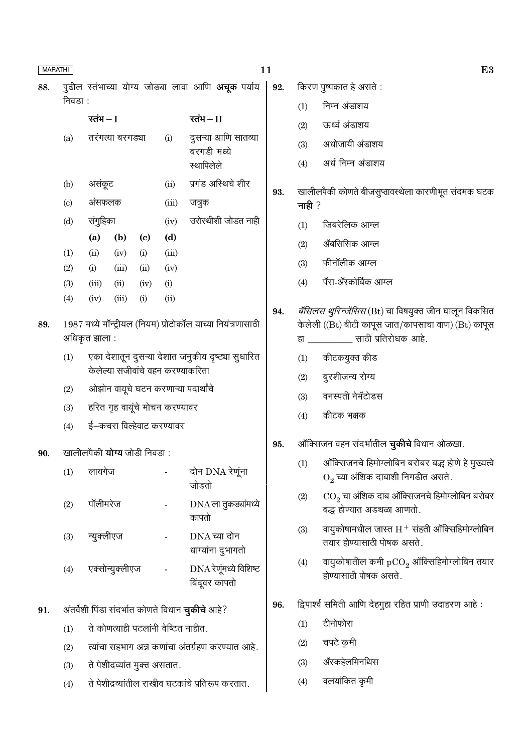88. पुढील स्तंभाच्या योग्य जोड्या लावा आणि **अचूक** पर्याय निवडा :

| | स्तंभ – I | | स्तंभ – II |
|---|---|---|---|
| (a) | तरंगत्या बरगड्या | (i) | दुसऱ्या आणि सातव्या बरगडी मध्ये स्थापिलेले |
| (b) | असंकूट | (ii) | प्रगंड अस्थिचे शीर |
| (c) | अंसफलक | (iii) | जत्रुक |
| (d) | संगुहिका | (iv) | उरोस्थीशी जोडत नाही |

| | (a) | (b) | (c) | (d) |
|---|---|---|---|---|
| (1) | (ii) | (iv) | (i) | (iii) |
| (2) | (i) | (iii) | (ii) | (iv) |
| (3) | (iii) | (ii) | (iv) | (i) |
| (4) | (iv) | (iii) | (i) | (ii) |

89. 1987 मध्ये मॉन्ट्रीयल (नियम) प्रोटोकॉल याच्या नियंत्रणासाठी अधिकृत झाला :

(1) एका देशातून दुसऱ्या देशात जनुकीय दृष्ट्या सुधारित केलेल्या सजीवांचे वहन करण्याकरिता

(2) ओझोन वायूचे घटन करणाऱ्या पदार्थांचे

(3) हरित गृह वायूंचे मोचन करण्यावर

(4) ई–कचरा विल्हेवाट करण्यावर

90. खालीलपैकी **योग्य** जोडी निवडा :

(1) लायगेज - दोन DNA रेणूंना जोडतो

(2) पॉलीमरेज - DNA ला तुकड्यांमध्ये कापतो

(3) न्युक्लीएज - DNA च्या दोन धाग्यांना दुभागतो

(4) एक्सोन्युक्लीएज - DNA रेणूंमध्ये विशिष्ट बिंदूवर कापतो

91. अंतर्वेशी पिंडा संदर्भात कोणते विधान **चुकीचे** आहे?

(1) ते कोणत्याही पटलांनी वेष्टित नाहीत.

(2) त्यांचा सहभाग अन्न कणांचा अंतर्ग्रहण करण्यात आहे.

(3) ते पेशीद्रव्यांत मुक्त असतात.

(4) ते पेशीद्रव्यांतील राखीव घटकांचे प्रतिरूप करतात.

92. किरण पुष्पकात हे असते :

(1) निम्न अंडाशय

(2) ऊर्ध्व अंडाशय

(3) अधोजायी अंडाशय

(4) अर्ध निम्न अंडाशय

93. खालीलपैकी कोणते बीजसुप्तावस्थेला कारणीभूत संदमक घटक **नाही** ?

(1) जिबरेलिक आम्ल

(2) ॲबसिसिक आम्ल

(3) फीनॉलीक आम्ल

(4) पॅरा-ॲस्कोर्बिक आम्ल

94. *बॅसिलस थुरिन्जेंसिस* (Bt) चा विषयुक्त जीन घालून विकसित केलेली ((Bt) बीटी कापूस जात/कापसाचा वाण) (Bt) कापूस हा __________ साठी प्रतिरोधक आहे.

(1) कीटकयुक्त कीड

(2) बुरशीजन्य रोग्य

(3) वनस्पती नेमॅटोडस

(4) कीटक भक्षक

95. ऑक्सिजन वहन संदर्भातील **चुकीचे** विधान ओळखा.

(1) ऑक्सिजनचे हिमोग्लोबिन बरोबर बद्ध होणे हे मुख्यत्वे $O_2$ च्या अंशिक दाबाशी निगडीत असते.

(2) $CO_2$ चा अंशिक दाब ऑक्सिजनचे हिमोग्लोबिन बरोबर बद्ध होण्यात अडथळा आणतो.

(3) वायुकोषामधील जास्त $H^+$ संहती ऑक्सिहिमोग्लोबिन तयार होण्यासाठी पोषक असते.

(4) वायुकोषातील कमी $pCO_2$ ऑक्सिहिमोग्लोबिन तयार होण्यासाठी पोषक असते.

96. द्विपार्श्व समिती आणि देहगुहा रहित प्राणी उदाहरण आहे :

(1) टीनोफोरा

(2) चपटे कृमी

(3) ॲस्कहेलमिनथिस

(4) वलयांकित कृमी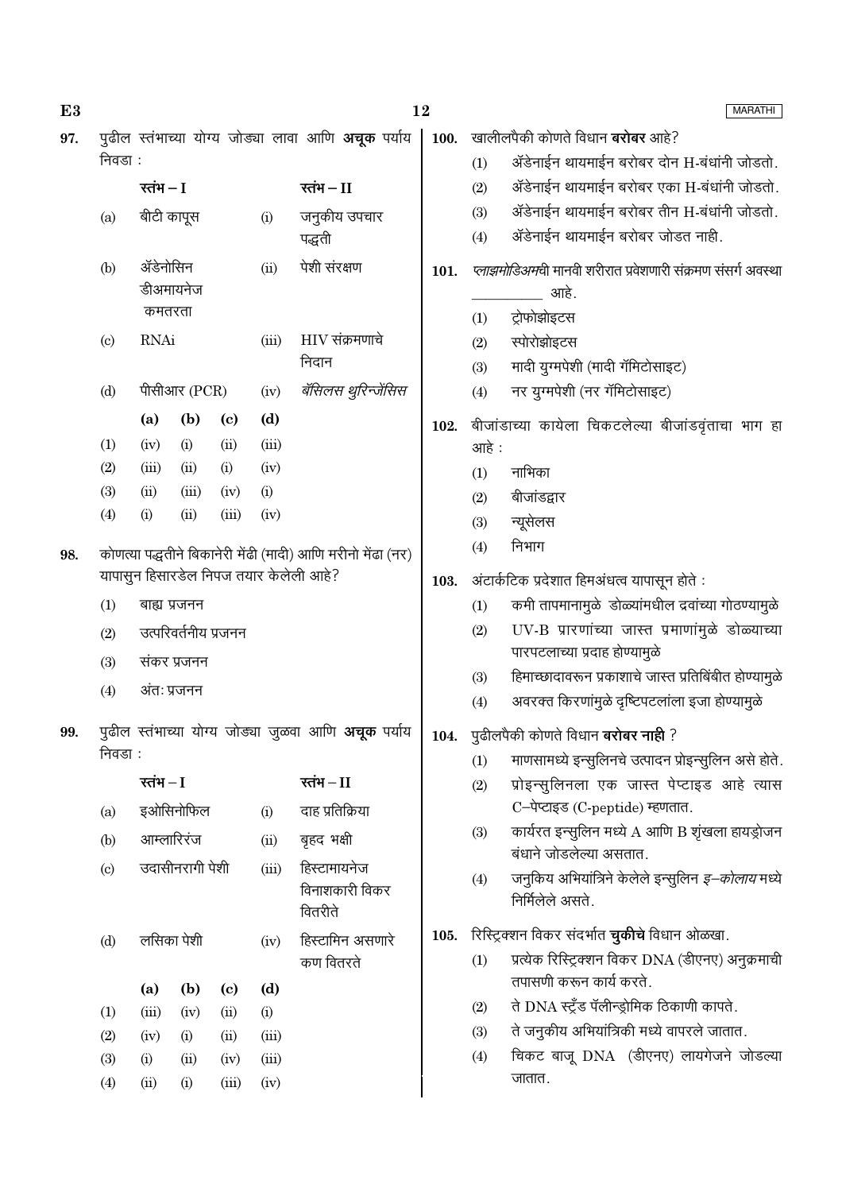97. पुढील स्तंभाच्या योग्य जोड्या लावा आणि **अचूक** पर्याय निवडा :

| | स्तंभ – I | | स्तंभ – II |
|---|---|---|---|
| (a) | बीटी कापूस | (i) | जनुकीय उपचार पद्धती |
| (b) | ॲडेनोसिन डीअमायनेज कमतरता | (ii) | पेशी संरक्षण |
| (c) | RNAi | (iii) | HIV संक्रमणाचे निदान |
| (d) | पीसीआर (PCR) | (iv) | *बॅसिलस थुरिन्जेंसिस* |

| | (a) | (b) | (c) | (d) |
|---|---|---|---|---|
| (1) | (iv) | (i) | (ii) | (iii) |
| (2) | (iii) | (ii) | (i) | (iv) |
| (3) | (ii) | (iii) | (iv) | (i) |
| (4) | (i) | (ii) | (iii) | (iv) |

98. कोणत्या पद्धतीने बिकानेरी मेंढी (मादी) आणि मरीनो मेंढा (नर) यापासुन हिसारडेल निपज तयार केलेली आहे?

(1) बाह्य प्रजनन
(2) उत्परिवर्तनीय प्रजनन
(3) संकर प्रजनन
(4) अंतः प्रजनन

99. पुढील स्तंभाच्या योग्य जोड्या जुळवा आणि **अचूक** पर्याय निवडा :

| | स्तंभ – I | | स्तंभ – II |
|---|---|---|---|
| (a) | इओसिनोफिल | (i) | दाह प्रतिक्रिया |
| (b) | आम्लारिरंज | (ii) | बृहद भक्षी |
| (c) | उदासीनरागी पेशी | (iii) | हिस्टामायनेज विनाशकारी विकर वितरीते |
| (d) | लसिका पेशी | (iv) | हिस्टामिन असणारे कण वितरते |

| | (a) | (b) | (c) | (d) |
|---|---|---|---|---|
| (1) | (iii) | (iv) | (ii) | (i) |
| (2) | (iv) | (i) | (ii) | (iii) |
| (3) | (i) | (ii) | (iv) | (iii) |
| (4) | (ii) | (i) | (iii) | (iv) |

100. खालीलपैकी कोणते विधान **बरोबर** आहे?

(1) ॲडेनाईन थायमाईन बरोबर दोन H-बंधांनी जोडतो.
(2) ॲडेनाईन थायमाईन बरोबर एका H-बंधांनी जोडतो.
(3) ॲडेनाईन थायमाईन बरोबर तीन H-बंधांनी जोडतो.
(4) ॲडेनाईन थायमाईन बरोबर जोडत नाही.

101. *प्लाझमोडिअम*ची मानवी शरीरात प्रवेशणारी संक्रमण संसर्ग अवस्था __________ आहे.

(1) ट्रोफोझोइटस
(2) स्पोरोझोइटस
(3) मादी युग्मपेशी (मादी गॅमिटोसाइट)
(4) नर युग्मपेशी (नर गॅमिटोसाइट)

102. बीजांडाच्या कायेला चिकटलेल्या बीजांडवृंताचा भाग हा आहे :

(1) नाभिका
(2) बीजांडद्वार
(3) न्यूसेलस
(4) निभाग

103. अंटार्कटिक प्रदेशात हिमअंधत्व यापासून होते :

(1) कमी तापमानामुळे डोळ्यांमधील द्रवांच्या गोठण्यामुळे
(2) UV-B प्रारणांच्या जास्त प्रमाणांमुळे डोळ्याच्या पारपटलाच्या प्रदाह होण्यामुळे
(3) हिमाच्छादावरून प्रकाशाचे जास्त प्रतिबिंबीत होण्यामुळे
(4) अवरक्त किरणांमुळे दृष्टिपटलांला इजा होण्यामुळे

104. पुढीलपैकी कोणते विधान **बरोबर नाही** ?

(1) माणसामध्ये इन्सुलिनचे उत्पादन प्रोइन्सुलिन असे होते.
(2) प्रोइन्सुलिनला एक जास्त पेप्टाइड आहे त्यास C–पेप्टाइड (C-peptide) म्हणतात.
(3) कार्यरत इन्सुलिन मध्ये A आणि B शृंखला हायड्रोजन बंधाने जोडलेल्या असतात.
(4) जनुकिय अभियांत्रिने केलेले इन्सुलिन *इ–कोलाय* मध्ये निर्मिलेले असते.

105. रिस्ट्रिक्शन विकर संदर्भात **चुकीचे** विधान ओळखा.

(1) प्रत्येक रिस्ट्रिक्शन विकर DNA (डीएनए) अनुक्रमाची तपासणी करून कार्य करते.
(2) ते DNA स्ट्रँड पॅलीन्ड्रोमिक ठिकाणी कापते.
(3) ते जनुकीय अभियांत्रिकी मध्ये वापरले जातात.
(4) चिकट बाजू DNA (डीएनए) लायगेजने जोडल्या जातात.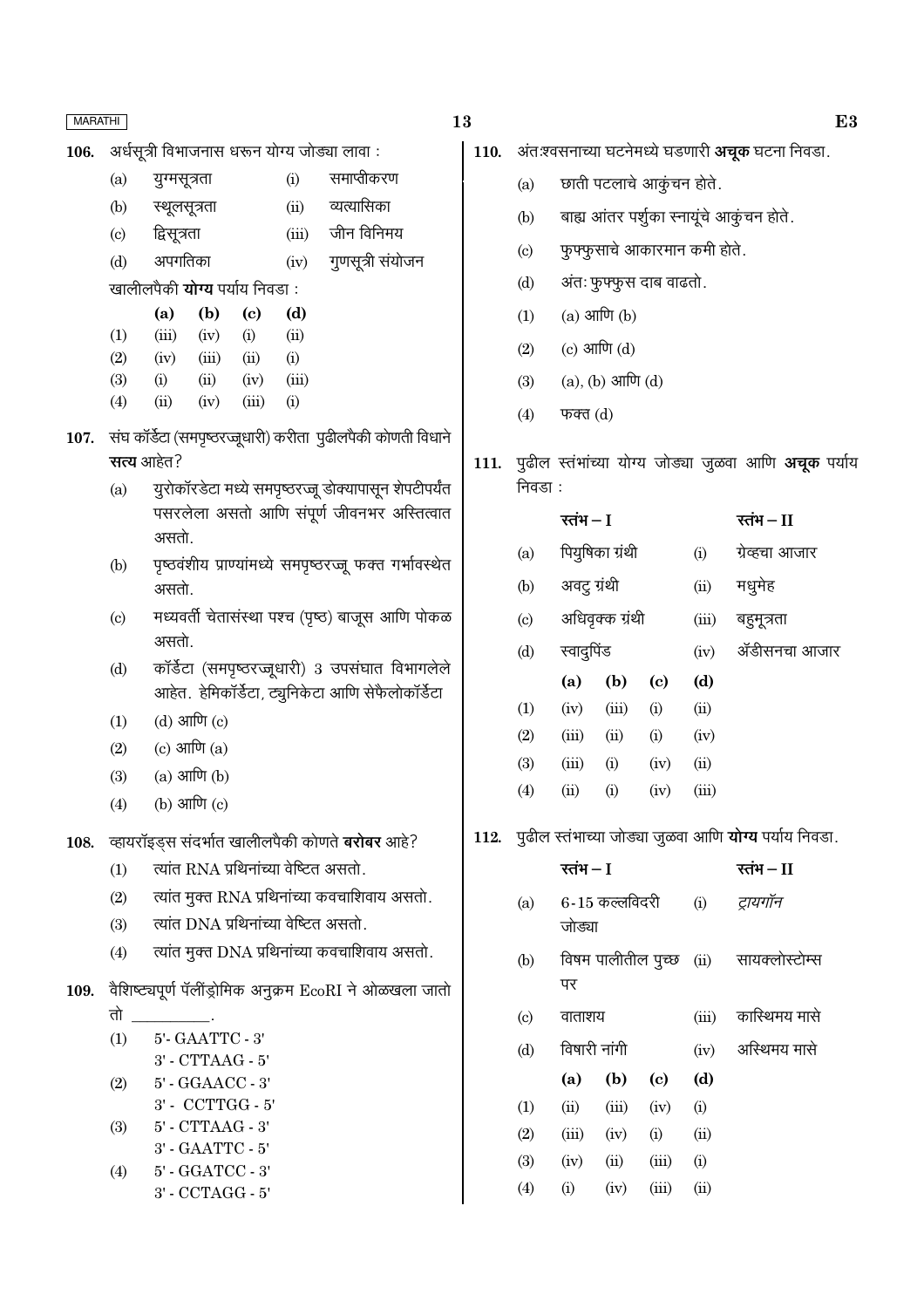**106.** अर्धसूत्री विभाजनास धरून योग्य जोड्या लावा :

| | | | |
|---|---|---|---|
| (a) | युग्मसूत्रता | (i) | समाप्तीकरण |
| (b) | स्थूलसूत्रता | (ii) | व्यत्यासिका |
| (c) | द्विसूत्रता | (iii) | जीन विनिमय |
| (d) | अपगतिका | (iv) | गुणसूत्री संयोजन |

खालीलपैकी **योग्य** पर्याय निवडा :

| | (a) | (b) | (c) | (d) |
|---|---|---|---|---|
| (1) | (iii) | (iv) | (i) | (ii) |
| (2) | (iv) | (iii) | (ii) | (i) |
| (3) | (i) | (ii) | (iv) | (iii) |
| (4) | (ii) | (iv) | (iii) | (i) |

**107.** संघ कॉर्डेटा (समपृष्ठरज्जूधारी) करीता पुढीलपैकी कोणती विधाने **सत्य** आहेत?

(a) युरोकॉरडेटा मध्ये समपृष्ठरज्जू डोक्यापासून शेपटीपर्यंत पसरलेला असतो आणि संपूर्ण जीवनभर अस्तित्वात असतो.

(b) पृष्ठवंशीय प्राण्यांमध्ये समपृष्ठरज्जू फक्त गर्भावस्थेत असतो.

(c) मध्यवर्ती चेतासंस्था पश्च (पृष्ठ) बाजूस आणि पोकळ असतो.

(d) कॉर्डेटा (समपृष्ठरज्जूधारी) 3 उपसंघात विभागलेले आहेत. हेमिकॉर्डेटा, ट्युनिकेटा आणि सेफैलोकॉर्डेटा

(1) (d) आणि (c)

(2) (c) आणि (a)

(3) (a) आणि (b)

(4) (b) आणि (c)

**108.** व्हायरॉइड्स संदर्भात खालीलपैकी कोणते **बरोबर** आहे?

(1) त्यांत RNA प्रथिनांच्या वेष्टित असतो.

(2) त्यांत मुक्त RNA प्रथिनांच्या कवचाशिवाय असतो.

(3) त्यांत DNA प्रथिनांच्या वेष्टित असतो.

(4) त्यांत मुक्त DNA प्रथिनांच्या कवचाशिवाय असतो.

**109.** वैशिष्ट्यपूर्ण पॅलींड्रोमिक अनुक्रम EcoRI ने ओळखला जातो तो __________.

(1) 5'- GAATTC - 3'
3' - CTTAAG - 5'

(2) 5' - GGAACC - 3'
3' - CCTTGG - 5'

(3) 5' - CTTAAG - 3'
3' - GAATTC - 5'

(4) 5' - GGATCC - 3'
3' - CCTAGG - 5'

**110.** अंतःश्वसनाच्या घटनेमध्ये घडणारी **अचूक** घटना निवडा.

(a) छाती पटलाचे आकुंचन होते.

(b) बाह्य आंतर पर्शुका स्नायूंचे आकुंचन होते.

(c) फुफ्फुसाचे आकारमान कमी होते.

(d) अंतः फुफ्फुस दाब वाढतो.

(1) (a) आणि (b)

(2) (c) आणि (d)

(3) (a), (b) आणि (d)

(4) फक्त (d)

**111.** पुढील स्तंभांच्या योग्य जोड्या जुळवा आणि **अचूक** पर्याय निवडा :

| | स्तंभ – I | | स्तंभ – II |
|---|---|---|---|
| (a) | पियुषिका ग्रंथी | (i) | ग्रेव्हचा आजार |
| (b) | अवटु ग्रंथी | (ii) | मधुमेह |
| (c) | अधिवृक्क ग्रंथी | (iii) | बहुमूत्रता |
| (d) | स्वादुपिंड | (iv) | ॲडीसनचा आजार |

| | (a) | (b) | (c) | (d) |
|---|---|---|---|---|
| (1) | (iv) | (iii) | (i) | (ii) |
| (2) | (iii) | (ii) | (i) | (iv) |
| (3) | (iii) | (i) | (iv) | (ii) |
| (4) | (ii) | (i) | (iv) | (iii) |

**112.** पुढील स्तंभाच्या जोड्या जुळवा आणि **योग्य** पर्याय निवडा.

| | स्तंभ – I | | स्तंभ – II |
|---|---|---|---|
| (a) | 6-15 कल्लविदरी जोड्या | (i) | *ट्रायगॉन* |
| (b) | विषम पालीतील पुच्छ पर | (ii) | सायक्लोस्टोम्स |
| (c) | वाताशय | (iii) | कास्थिमय मासे |
| (d) | विषारी नांगी | (iv) | अस्थिमय मासे |

| | (a) | (b) | (c) | (d) |
|---|---|---|---|---|
| (1) | (ii) | (iii) | (iv) | (i) |
| (2) | (iii) | (iv) | (i) | (ii) |
| (3) | (iv) | (ii) | (iii) | (i) |
| (4) | (i) | (iv) | (iii) | (ii) |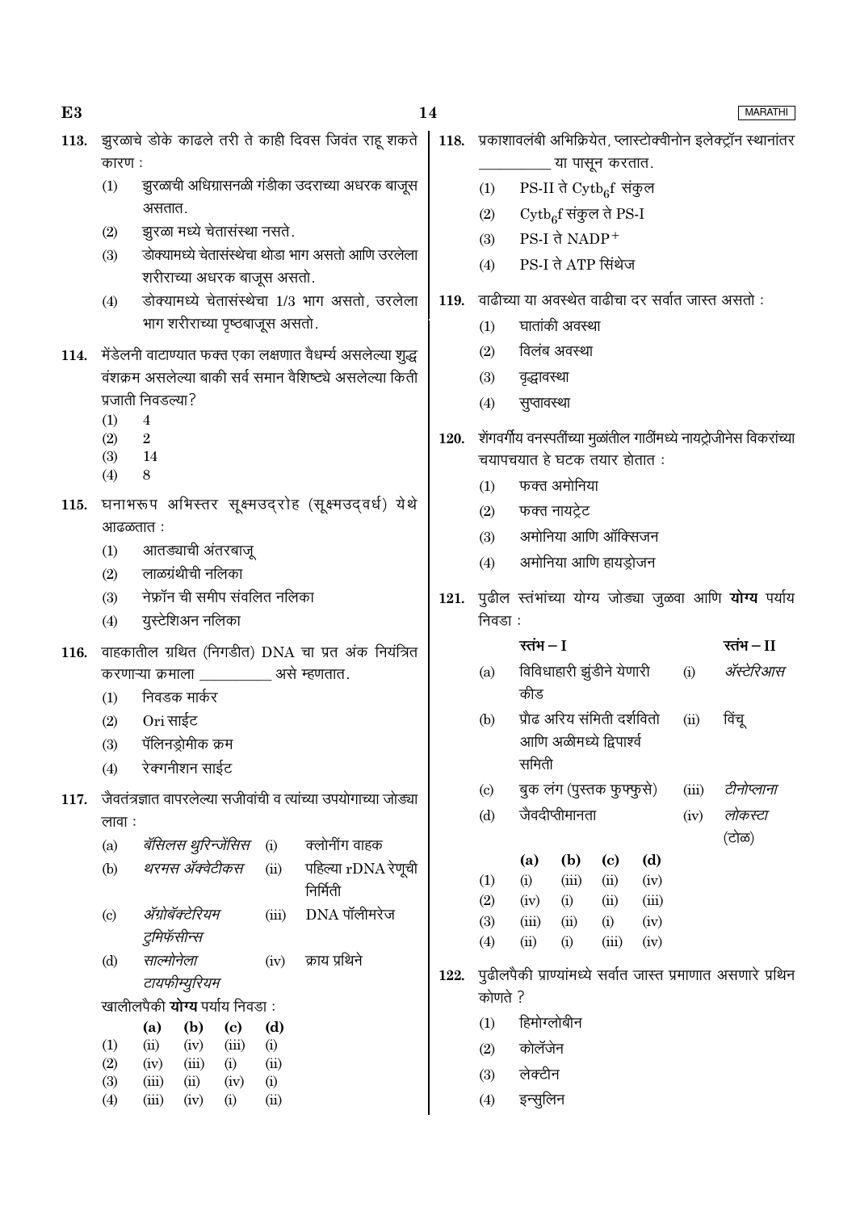113. झुरळाचे डोके काढले तरी ते काही दिवस जिवंत राहू शकते कारण :

(1) झुरळाची अधिग्रासनळी गंडीका उदराच्या अधरक बाजूस असतात.

(2) झुरळा मध्ये चेतासंस्था नसते.

(3) डोक्यामध्ये चेतासंस्थेचा थोडा भाग असतो आणि उरलेला शरीराच्या अधरक बाजूस असतो.

(4) डोक्यामध्ये चेतासंस्थेचा 1/3 भाग असतो, उरलेला भाग शरीराच्या पृष्ठबाजूस असतो.

114. मेंडेलनी वाटाण्यात फक्त एका लक्षणात वैधर्म्य असलेल्या शुद्ध वंशक्रम असलेल्या बाकी सर्व समान वैशिष्ट्ये असलेल्या किती प्रजाती निवडल्या?

(1) 4

(2) 2

(3) 14

(4) 8

115. घनाभरूप अभिस्तर सूक्ष्मउद्रोह (सूक्ष्मउद्वर्ध) येथे आढळतात :

(1) आतड्याची अंतरबाजू

(2) लाळग्रंथीची नलिका

(3) नेफ्रॉन ची समीप संवलित नलिका

(4) युस्टेशिअन नलिका

116. वाहकातील ग्रथित (निगडीत) DNA चा प्रत अंक नियंत्रित करणाऱ्या क्रमाला __________ असे म्हणतात.

(1) निवडक मार्कर

(2) Ori साईट

(3) पॅलिनड्रोमीक क्रम

(4) रेक्गनीशन साईट

117. जैवतंत्रज्ञात वापरलेल्या सजीवांची व त्यांच्या उपयोगाच्या जोड्या लावा :

| | | | |
|---|---|---|---|
| (a) | *बॅसिलस थुरिन्जेंसिस* | (i) | क्लोनींग वाहक |
| (b) | *थरमस ॲक्वेटीकस* | (ii) | पहिल्या rDNA रेणूची निर्मिती |
| (c) | *ॲग्रोबॅक्टेरियम टुमिफॅसीन्स* | (iii) | DNA पॉलीमरेज |
| (d) | *साल्मोनेला टायफीम्युरियम* | (iv) | क्राय प्रथिने |

खालीलपैकी **योग्य** पर्याय निवडा :

| | (a) | (b) | (c) | (d) |
|---|---|---|---|---|
| (1) | (ii) | (iv) | (iii) | (i) |
| (2) | (iv) | (iii) | (i) | (ii) |
| (3) | (iii) | (ii) | (iv) | (i) |
| (4) | (iii) | (iv) | (i) | (ii) |

118. प्रकाशावलंबी अभिक्रियेत, प्लास्टोक्वीनोन इलेक्ट्रॉन स्थानांतर __________ या पासून करतात.

(1) PS-II ते $Cytb_6f$ संकुल

(2) $Cytb_6f$ संकुल ते PS-I

(3) PS-I ते $NADP^+$

(4) PS-I ते ATP सिंथेज

119. वाढीच्या या अवस्थेत वाढीचा दर सर्वात जास्त असतो :

(1) घातांकी अवस्था

(2) विलंब अवस्था

(3) वृद्धावस्था

(4) सुप्तावस्था

120. शेंगवर्गीय वनस्पतींच्या मुळांतील गाठींमध्ये नायट्रोजीनेस विकरांच्या चयापचयात हे घटक तयार होतात :

(1) फक्त अमोनिया

(2) फक्त नायट्रेट

(3) अमोनिया आणि ऑक्सिजन

(4) अमोनिया आणि हायड्रोजन

121. पुढील स्तंभांच्या योग्य जोड्या जुळवा आणि **योग्य** पर्याय निवडा :

| | स्तंभ – I | | स्तंभ – II |
|---|---|---|---|
| (a) | विविधाहारी झुंडीने येणारी कीड | (i) | *ॲस्टेरिआस* |
| (b) | प्रौढ अरिय समिती दर्शवितो आणि अळीमध्ये द्विपार्श्व समिती | (ii) | विंचू |
| (c) | बुक लंग (पुस्तक फुफ्फुसे) | (iii) | *टीनोप्लाना* |
| (d) | जैवदीप्तीमानता | (iv) | *लोकस्टा* (टोळ) |

| | (a) | (b) | (c) | (d) |
|---|---|---|---|---|
| (1) | (i) | (iii) | (ii) | (iv) |
| (2) | (iv) | (i) | (ii) | (iii) |
| (3) | (iii) | (ii) | (i) | (iv) |
| (4) | (ii) | (i) | (iii) | (iv) |

122. पुढीलपैकी प्राण्यांमध्ये सर्वात जास्त प्रमाणात असणारे प्रथिन कोणते ?

(1) हिमोग्लोबीन

(2) कोलॅजेन

(3) लेक्टीन

(4) इन्सुलिन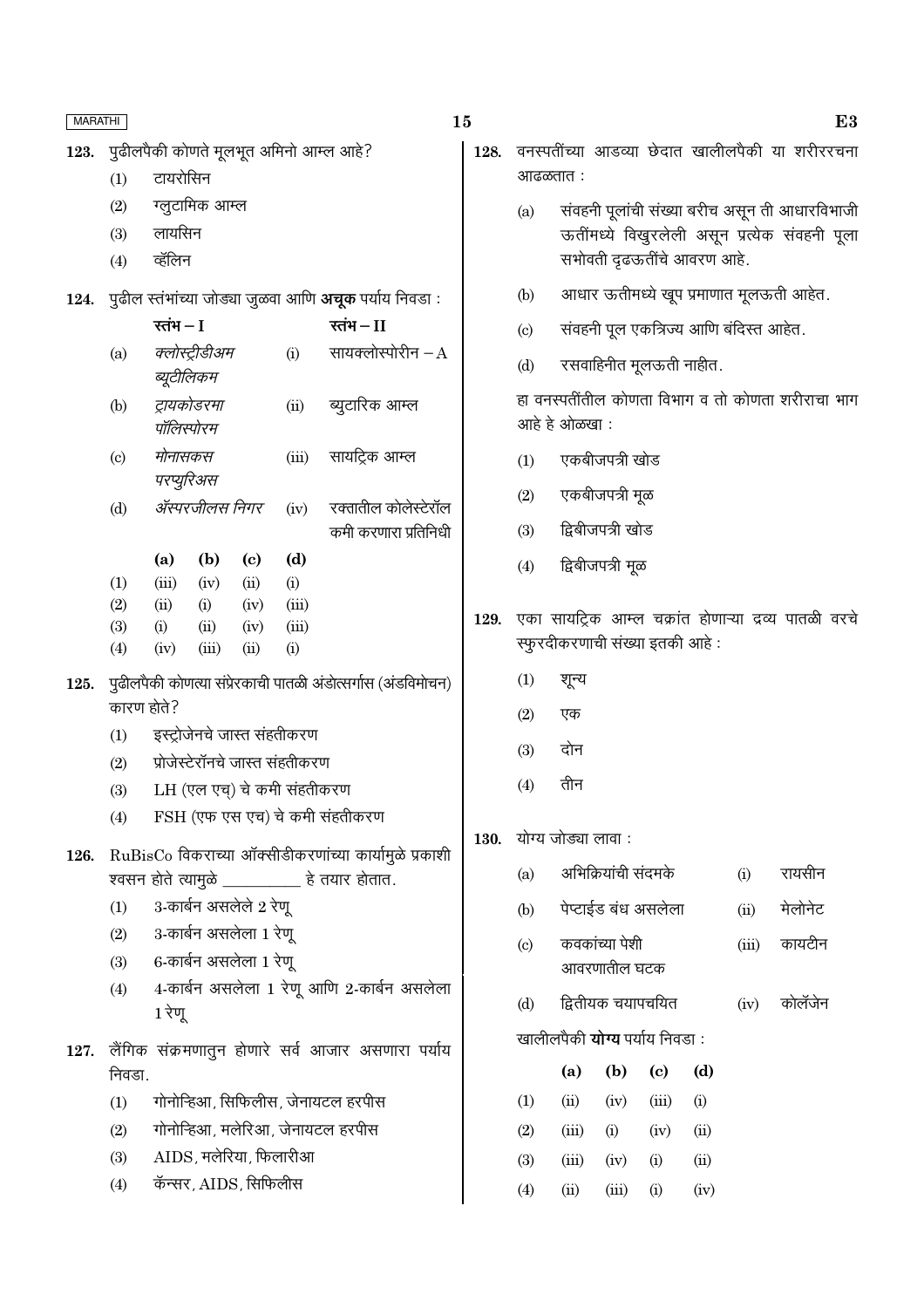123. पुढीलपैकी कोणते मूलभूत अमिनो आम्ल आहे?

(1) टायरोसिन
(2) ग्लुटामिक आम्ल
(3) लायसिन
(4) व्हॅलिन

124. पुढील स्तंभांच्या जोड्या जुळवा आणि **अचूक** पर्याय निवडा :

| | स्तंभ – I | | स्तंभ – II |
|---|---|---|---|
| (a) | *क्लोस्ट्रीडीअम ब्यूटीलिकम* | (i) | सायक्लोस्पोरीन – A |
| (b) | *ट्रायकोडरमा पॉलिस्पोरम* | (ii) | ब्युटारिक आम्ल |
| (c) | *मोनासकस परप्युरिअस* | (iii) | सायट्रिक आम्ल |
| (d) | *ॲस्परजीलस निगर* | (iv) | रक्तातील कोलेस्टेरॉल कमी करणारा प्रतिनिधी |

| | (a) | (b) | (c) | (d) |
|---|---|---|---|---|
| (1) | (iii) | (iv) | (ii) | (i) |
| (2) | (ii) | (i) | (iv) | (iii) |
| (3) | (i) | (ii) | (iv) | (iii) |
| (4) | (iv) | (iii) | (ii) | (i) |

125. पुढीलपैकी कोणत्या संप्रेरकाची पातळी अंडोत्सर्गास (अंडविमोचन) कारण होते?

(1) इस्ट्रोजेनचे जास्त संहतीकरण
(2) प्रोजेस्टेरॉनचे जास्त संहतीकरण
(3) LH (एल एच्) चे कमी संहतीकरण
(4) FSH (एफ एस एच) चे कमी संहतीकरण

126. RuBisCo विकराच्या ऑक्सीडीकरणांच्या कार्यामुळे प्रकाशी श्वसन होते त्यामुळे __________ हे तयार होतात.

(1) 3-कार्बन असलेले 2 रेणू
(2) 3-कार्बन असलेला 1 रेणू
(3) 6-कार्बन असलेला 1 रेणू
(4) 4-कार्बन असलेला 1 रेणू आणि 2-कार्बन असलेला 1 रेणू

127. लैंगिक संक्रमणातुन होणारे सर्व आजार असणारा पर्याय निवडा.

(1) गोनोव्हिआ, सिफिलीस, जेनायटल हरपीस
(2) गोनोव्हिआ, मलेरिआ, जेनायटल हरपीस
(3) AIDS, मलेरिया, फिलारीआ
(4) कॅन्सर, AIDS, सिफिलीस

128. वनस्पतींच्या आडव्या छेदात खालीलपैकी या शरीररचना आढळतात :

(a) संवहनी पूलांची संख्या बरीच असून ती आधारविभाजी ऊतींमध्ये विखुरलेली असून प्रत्येक संवहनी पूला सभोवती दृढऊतींचे आवरण आहे.
(b) आधार ऊतीमध्ये खूप प्रमाणात मूलऊती आहेत.
(c) संवहनी पूल एकत्रिज्य आणि बंदिस्त आहेत.
(d) रसवाहिनीत मूलऊती नाहीत.

हा वनस्पतींतील कोणता विभाग व तो कोणता शरीराचा भाग आहे हे ओळखा :

(1) एकबीजपत्री खोड
(2) एकबीजपत्री मूळ
(3) द्विबीजपत्री खोड
(4) द्विबीजपत्री मूळ

129. एका सायट्रिक आम्ल चक्रांत होणाऱ्या द्रव्य पातळी वरचे स्फुरदीकरणाची संख्या इतकी आहे :

(1) शून्य
(2) एक
(3) दोन
(4) तीन

130. योग्य जोड्या लावा :

| | | | |
|---|---|---|---|
| (a) | अभिक्रियांची संदमके | (i) | रायसीन |
| (b) | पेप्टाईड बंध असलेला | (ii) | मेलोनेट |
| (c) | कवकांच्या पेशी आवरणातील घटक | (iii) | कायटीन |
| (d) | द्वितीयक चयापचयित | (iv) | कोलॅजेन |

खालीलपैकी **योग्य** पर्याय निवडा :

| | (a) | (b) | (c) | (d) |
|---|---|---|---|---|
| (1) | (ii) | (iv) | (iii) | (i) |
| (2) | (iii) | (i) | (iv) | (ii) |
| (3) | (iii) | (iv) | (i) | (ii) |
| (4) | (ii) | (iii) | (i) | (iv) |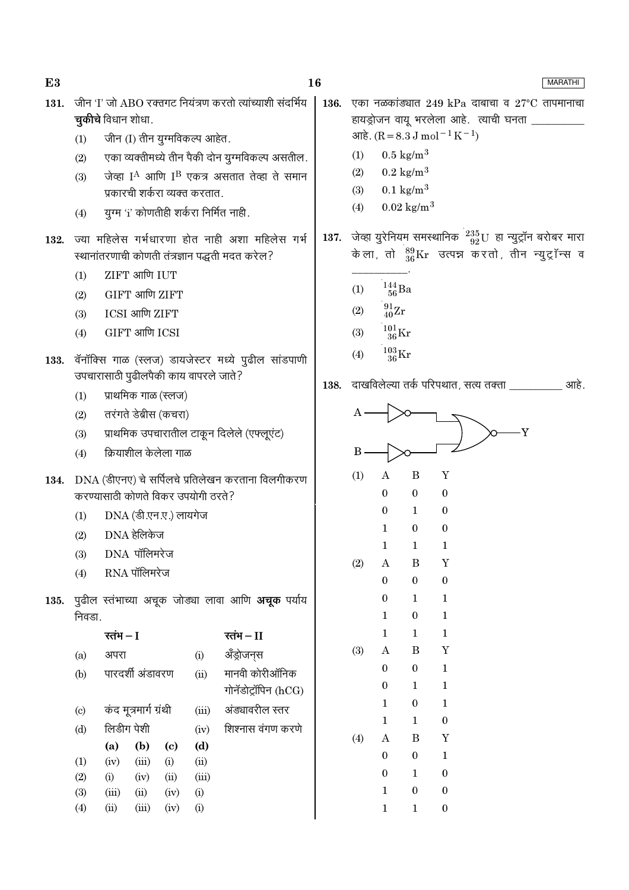131. जीन 'I' जो ABO रक्तगट नियंत्रण करतो त्यांच्याशी संदर्भिय **चुकीचे** विधान शोधा.

(1) जीन (I) तीन युग्मविकल्प आहेत.

(2) एका व्यक्तीमध्ये तीन पैकी दोन युग्मविकल्प असतील.

(3) जेव्हा $I^A$ आणि $I^B$ एकत्र असतात तेव्हा ते समान प्रकारची शर्करा व्यक्त करतात.

(4) युग्म 'i' कोणतीही शर्करा निर्मित नाही.

132. ज्या महिलेस गर्भधारणा होत नाही अशा महिलेस गर्भ स्थानांतरणाची कोणती तंत्रज्ञान पद्धती मदत करेल?

(1) ZIFT आणि IUT

(2) GIFT आणि ZIFT

(3) ICSI आणि ZIFT

(4) GIFT आणि ICSI

133. वॅनॉक्सि गाळ (स्लज) डायजेस्टर मध्ये पुढील सांडपाणी उपचारासाठी पुढीलपैकी काय वापरले जाते?

(1) प्राथमिक गाळ (स्लज)

(2) तरंगते डेब्रीस (कचरा)

(3) प्राथमिक उपचारातील टाकून दिलेले (एफ्लूएंट)

(4) क्रियाशील केलेला गाळ

134. DNA (डीएनए) चे सर्पिलचे प्रतिलेखन करताना विलगीकरण करण्यासाठी कोणते विकर उपयोगी ठरते?

(1) DNA (डी.एन.ए.) लायगेज

(2) DNA हेलिकेज

(3) DNA पॉलिमरेज

(4) RNA पॉलिमरेज

135. पुढील स्तंभाच्या अचूक जोड्या लावा आणि **अचूक** पर्याय निवडा.

| | स्तंभ – I | | स्तंभ – II |
|---|---|---|---|
| (a) | अपरा | (i) | अँड्रोजन्स |
| (b) | पारदर्शी अंडावरण | (ii) | मानवी कोरीऑनिक गोनॅडोट्रॉपिन (hCG) |
| (c) | कंद मूत्रमार्ग ग्रंथी | (iii) | अंड्यावरील स्तर |
| (d) | लिडीग पेशी | (iv) | शिश्नास वंगण करणे |

| | (a) | (b) | (c) | (d) |
|---|---|---|---|---|
| (1) | (iv) | (iii) | (i) | (ii) |
| (2) | (i) | (iv) | (ii) | (iii) |
| (3) | (iii) | (ii) | (iv) | (i) |
| (4) | (ii) | (iii) | (iv) | (i) |

136. एका नळकांड्यात 249 kPa दाबाचा व 27°C तापमानाचा हायड्रोजन वायू भरलेला आहे. त्याची घनता __________ आहे. ($R = 8.3\ J\ mol^{-1} K^{-1}$)

(1) $0.5\ kg/m^3$

(2) $0.2\ kg/m^3$

(3) $0.1\ kg/m^3$

(4) $0.02\ kg/m^3$

137. जेव्हा युरेनियम समस्थानिक ${}^{235}_{92}U$ हा न्युट्रॉन बरोबर मारा केला, तो ${}^{89}_{36}Kr$ उत्पन्न करतो, तीन न्युट्रॉन्स व __________.

(1) ${}^{144}_{56}Ba$

(2) ${}^{91}_{40}Zr$

(3) ${}^{101}_{36}Kr$

(4) ${}^{103}_{36}Kr$

138. दाखविलेल्या तर्क परिपथात, सत्य तक्ता __________ आहे.

(परिपथ: A → NOT, B → NOT, दोन्ही निर्गम → NOR → Y)

(1)

| A | B | Y |
|---|---|---|
| 0 | 0 | 0 |
| 0 | 1 | 0 |
| 1 | 0 | 0 |
| 1 | 1 | 1 |

(2)

| A | B | Y |
|---|---|---|
| 0 | 0 | 0 |
| 0 | 1 | 1 |
| 1 | 0 | 1 |
| 1 | 1 | 1 |

(3)

| A | B | Y |
|---|---|---|
| 0 | 0 | 1 |
| 0 | 1 | 1 |
| 1 | 0 | 1 |
| 1 | 1 | 0 |

(4)

| A | B | Y |
|---|---|---|
| 0 | 0 | 1 |
| 0 | 1 | 0 |
| 1 | 0 | 0 |
| 1 | 1 | 0 |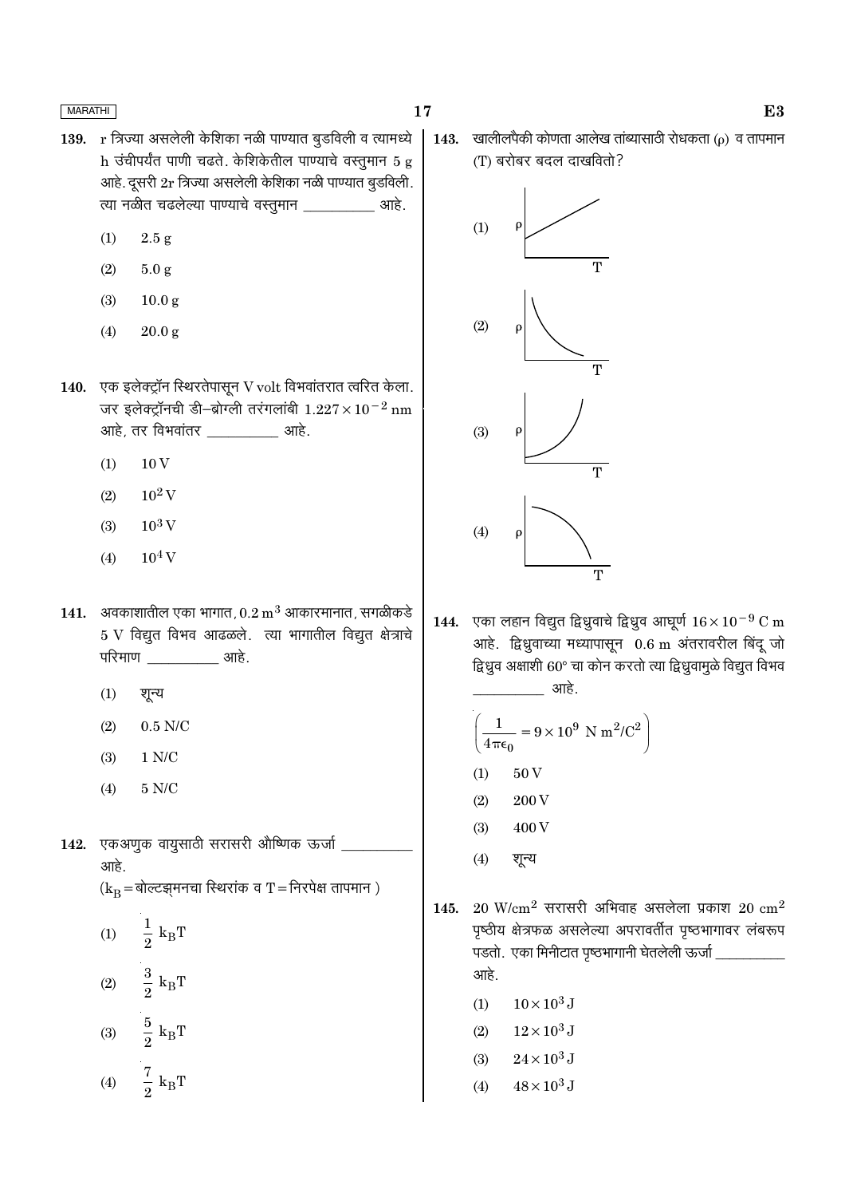139. r त्रिज्या असलेली केशिका नळी पाण्यात बुडविली व त्यामध्ये h उंचीपर्यंत पाणी चढते. केशिकेतील पाण्याचे वस्तुमान 5 g आहे. दूसरी 2r त्रिज्या असलेली केशिका नळी पाण्यात बुडविली. त्या नळीत चढलेल्या पाण्याचे वस्तुमान __________ आहे.

(1) 2.5 g

(2) 5.0 g

(3) 10.0 g

(4) 20.0 g

140. एक इलेक्ट्रॉन स्थिरतेपासून V volt विभवांतरात त्वरित केला. जर इलेक्ट्रॉनची डी–ब्रोग्ली तरंगलांबी $1.227 \times 10^{-2}$ nm आहे, तर विभवांतर __________ आहे.

(1) 10 V

(2) $10^2$ V

(3) $10^3$ V

(4) $10^4$ V

141. अवकाशातील एका भागात, 0.2 $m^3$ आकारमानात, सगळीकडे 5 V विद्युत विभव आढळले. त्या भागातील विद्युत क्षेत्राचे परिमाण __________ आहे.

(1) शून्य

(2) 0.5 N/C

(3) 1 N/C

(4) 5 N/C

142. एकअणुक वायुसाठी सरासरी औष्णिक ऊर्जा __________ आहे.
($k_B$ = बोल्टझ्मनचा स्थिरांक व T = निरपेक्ष तापमान )

(1) $\frac{1}{2} k_B T$

(2) $\frac{3}{2} k_B T$

(3) $\frac{5}{2} k_B T$

(4) $\frac{7}{2} k_B T$

143. खालीलपैकी कोणता आलेख तांब्यासाठी रोधकता ($\rho$) व तापमान (T) बरोबर बदल दाखवितो?

(1) [ρ vs T graph: straight line with positive slope and positive intercept]

(2) [ρ vs T graph: curve decreasing, concave upward]

(3) [ρ vs T graph: curve increasing, concave upward]

(4) [ρ vs T graph: curve decreasing, concave downward]

144. एका लहान विद्युत द्विध्रुवाचे द्विध्रुव आघूर्ण $16 \times 10^{-9}$ C m आहे. द्विध्रुवाच्या मध्यापासून 0.6 m अंतरावरील बिंदू जो द्विध्रुव अक्षाशी 60° चा कोन करतो त्या द्विध्रुवामुळे विद्युत विभव __________ आहे.

$$\left(\frac{1}{4\pi\epsilon_0} = 9 \times 10^9 \ \text{N m}^2/\text{C}^2\right)$$

(1) 50 V

(2) 200 V

(3) 400 V

(4) शून्य

145. 20 W/$cm^2$ सरासरी अभिवाह असलेला प्रकाश 20 $cm^2$ पृष्ठीय क्षेत्रफळ असलेल्या अपरावर्तीत पृष्ठभागावर लंबरूप पडतो. एका मिनीटात पृष्ठभागानी घेतलेली ऊर्जा __________ आहे.

(1) $10 \times 10^3$ J

(2) $12 \times 10^3$ J

(3) $24 \times 10^3$ J

(4) $48 \times 10^3$ J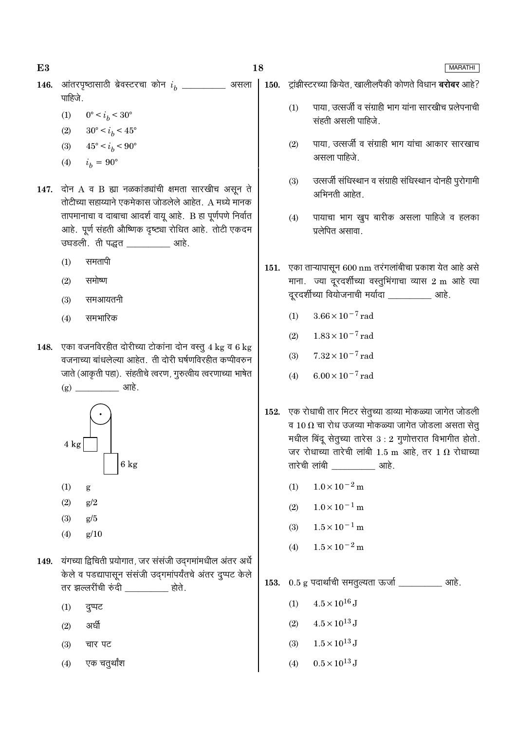146. आंतरपृष्ठासाठी ब्रेवस्टरचा कोन $i_b$ __________ असला पाहिजे.

(1) $0° < i_b < 30°$

(2) $30° < i_b < 45°$

(3) $45° < i_b < 90°$

(4) $i_b = 90°$

147. दोन A व B ह्या नळकांड्यांची क्षमता सारखीच असून ते तोटीच्या सहाय्याने एकमेकास जोडलेले आहेत. A मध्ये मानक तापमानाचा व दाबाचा आदर्श वायू आहे. B हा पूर्णपणे निर्वात आहे. पूर्ण संहती औष्णिक दृष्ट्या रोधित आहे. तोटी एकदम उघडली. ती पद्धत __________ आहे.

(1) समतापी

(2) समोष्ण

(3) समआयतनी

(4) समभारिक

148. एका वजनविरहीत दोरीच्या टोकांना दोन वस्तु 4 kg व 6 kg वजनाच्या बांधलेल्या आहेत. ती दोरी घर्षणविरहीत कप्पीवरुन जाते (आकृती पहा). संहतीचे त्वरण, गुरुत्वीय त्वरणाच्या भाषेत (g) __________ आहे.

(1) g

(2) g/2

(3) g/5

(4) g/10

149. यंगच्या द्विचिती प्रयोगात, जर संसंजी उद्‌गमांमधील अंतर अर्धे केले व पडद्यापासून संसंजी उद्‌गमांपर्यंतचे अंतर दुप्पट केले तर झल्लरींची रुंदी __________ होते.

(1) दुप्पट

(2) अर्धी

(3) चार पट

(4) एक चतुर्थांश

150. ट्रांझीस्टरच्या क्रियेत, खालीलपैकी कोणते विधान **बरोबर** आहे?

(1) पाया, उत्सर्जी व संग्राही भाग यांना सारखीच प्रलेपनाची संहती असली पाहिजे.

(2) पाया, उत्सर्जी व संग्राही भाग यांचा आकार सारखाच असला पाहिजे.

(3) उत्सर्जी संधिस्थान व संग्राही संधिस्थान दोनही पुरोगामी अभिनती आहेत.

(4) पायाचा भाग खुप बारीक असला पाहिजे व हलका प्रलेपित असावा.

151. एका ताऱ्यापासून 600 nm तरंगलांबीचा प्रकाश येत आहे असे माना. ज्या दूरदर्शीच्या वस्तुभिंगाचा व्यास 2 m आहे त्या दूरदर्शीच्या वियोजनाची मर्यादा __________ आहे.

(1) $3.66 \times 10^{-7}$ rad

(2) $1.83 \times 10^{-7}$ rad

(3) $7.32 \times 10^{-7}$ rad

(4) $6.00 \times 10^{-7}$ rad

152. एक रोधाची तार मिटर सेतुच्या डाव्या मोकळ्या जागेत जोडली व 10 Ω चा रोध उजव्या मोकळ्या जागेत जोडला असता सेतु मधील बिंदू सेतुच्या तारेस 3 : 2 गुणोत्तरात विभागीत होतो. जर रोधाच्या तारेची लांबी 1.5 m आहे, तर 1 Ω रोधाच्या तारेची लांबी __________ आहे.

(1) $1.0 \times 10^{-2}$ m

(2) $1.0 \times 10^{-1}$ m

(3) $1.5 \times 10^{-1}$ m

(4) $1.5 \times 10^{-2}$ m

153. 0.5 g पदार्थाची समतुल्यता ऊर्जा __________ आहे.

(1) $4.5 \times 10^{16}$ J

(2) $4.5 \times 10^{13}$ J

(3) $1.5 \times 10^{13}$ J

(4) $0.5 \times 10^{13}$ J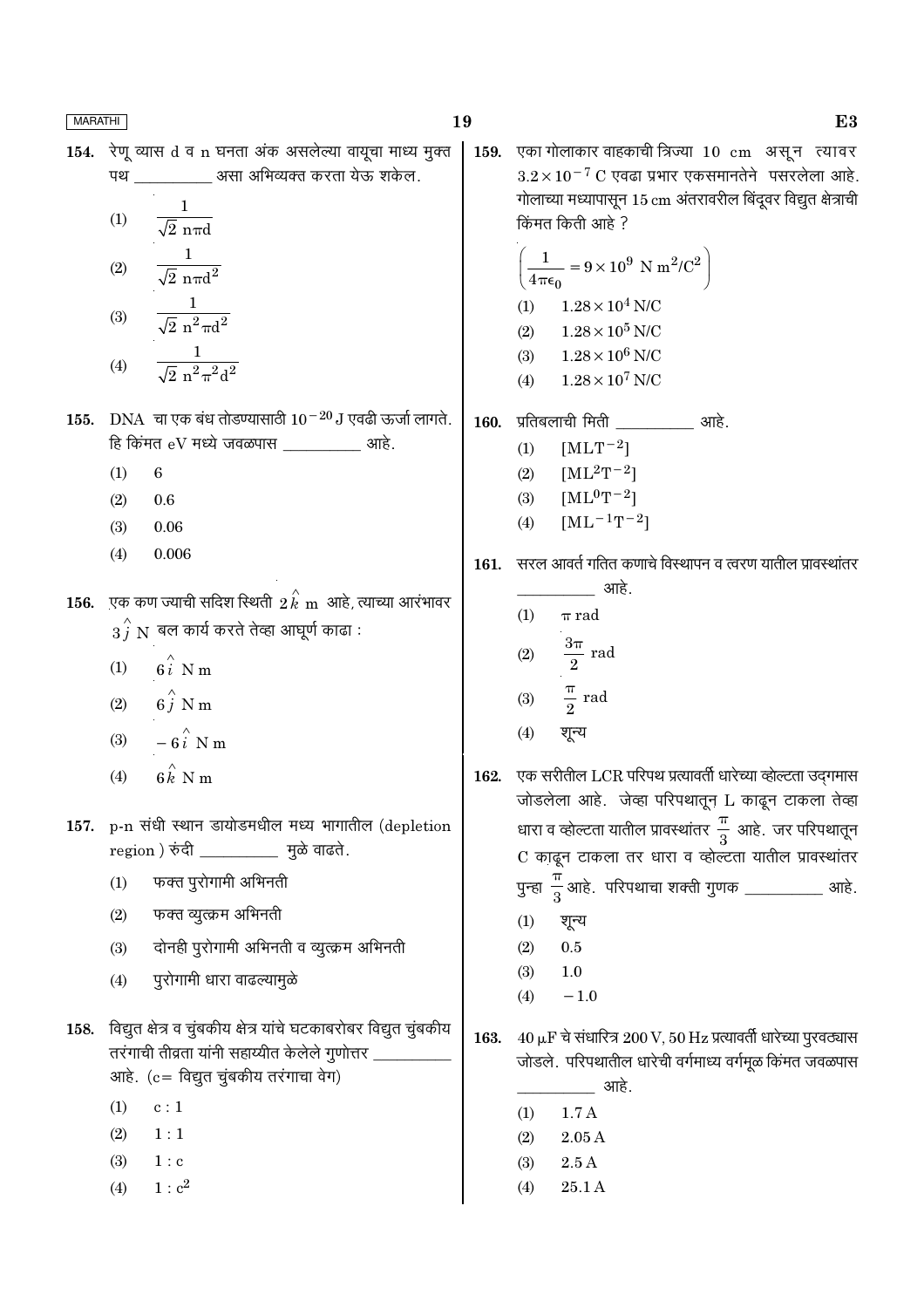154. रेणू व्यास d व n घनता अंक असलेल्या वायूचा माध्य मुक्त पथ __________ असा अभिव्यक्त करता येऊ शकेल.

(1) $\frac{1}{\sqrt{2}\, n\pi d}$

(2) $\frac{1}{\sqrt{2}\, n\pi d^2}$

(3) $\frac{1}{\sqrt{2}\, n^2\pi d^2}$

(4) $\frac{1}{\sqrt{2}\, n^2\pi^2 d^2}$

155. DNA चा एक बंध तोडण्यासाठी $10^{-20}$ J एवढी ऊर्जा लागते. हि किंमत eV मध्ये जवळपास __________ आहे.

(1) 6

(2) 0.6

(3) 0.06

(4) 0.006

156. एक कण ज्याची सदिश स्थिती $2\hat{k}$ m आहे, त्याच्या आरंभावर $3\hat{j}$ N बल कार्य करते तेव्हा आघूर्ण काढा :

(1) $6\hat{i}$ N m

(2) $6\hat{j}$ N m

(3) $-6\hat{i}$ N m

(4) $6\hat{k}$ N m

157. p-n संधी स्थान डायोडमधील मध्य भागातील (depletion region ) रुंदी __________ मुळे वाढते.

(1) फक्त पुरोगामी अभिनती

(2) फक्त व्युत्क्रम अभिनती

(3) दोनही पुरोगामी अभिनती व व्युत्क्रम अभिनती

(4) पुरोगामी धारा वाढल्यामुळे

158. विद्युत क्षेत्र व चुंबकीय क्षेत्र यांचे घटकाबरोबर विद्युत चुंबकीय तरंगाची तीव्रता यांनी सहाय्यीत केलेले गुणोत्तर __________ आहे. (c= विद्युत चुंबकीय तरंगाचा वेग)

(1) c : 1

(2) 1 : 1

(3) 1 : c

(4) 1 : $c^2$

159. एका गोलाकार वाहकाची त्रिज्या 10 cm असून त्यावर $3.2\times10^{-7}$ C एवढा प्रभार एकसमानतेने पसरलेला आहे. गोलाच्या मध्यापासून 15 cm अंतरावरील बिंदूवर विद्युत क्षेत्राची किंमत किती आहे ?

$$\left(\frac{1}{4\pi\epsilon_0} = 9\times10^9 \text{ N m}^2/\text{C}^2\right)$$

(1) $1.28\times10^4$ N/C

(2) $1.28\times10^5$ N/C

(3) $1.28\times10^6$ N/C

(4) $1.28\times10^7$ N/C

160. प्रतिबलाची मिती __________ आहे.

(1) $[MLT^{-2}]$

(2) $[ML^2T^{-2}]$

(3) $[ML^0T^{-2}]$

(4) $[ML^{-1}T^{-2}]$

161. सरल आवर्त गतित कणाचे विस्थापन व त्वरण यातील प्रावस्थांतर __________ आहे.

(1) $\pi$ rad

(2) $\frac{3\pi}{2}$ rad

(3) $\frac{\pi}{2}$ rad

(4) शून्य

162. एक सरीतील LCR परिपथ प्रत्यावर्ती धारेच्या व्होल्टता उद्गमास जोडलेला आहे. जेव्हा परिपथातून L काढून टाकला तेव्हा धारा व व्होल्टता यातील प्रावस्थांतर $\frac{\pi}{3}$ आहे. जर परिपथातून C काढून टाकला तर धारा व व्होल्टता यातील प्रावस्थांतर पुन्हा $\frac{\pi}{3}$ आहे. परिपथाचा शक्ती गुणक __________ आहे.

(1) शून्य

(2) 0.5

(3) 1.0

(4) $-1.0$

163. 40 $\mu$F चे संधारित्र 200 V, 50 Hz प्रत्यावर्ती धारेच्या पुरवठ्यास जोडले. परिपथातील धारेची वर्गमाध्य वर्गमूळ किंमत जवळपास __________ आहे.

(1) 1.7 A

(2) 2.05 A

(3) 2.5 A

(4) 25.1 A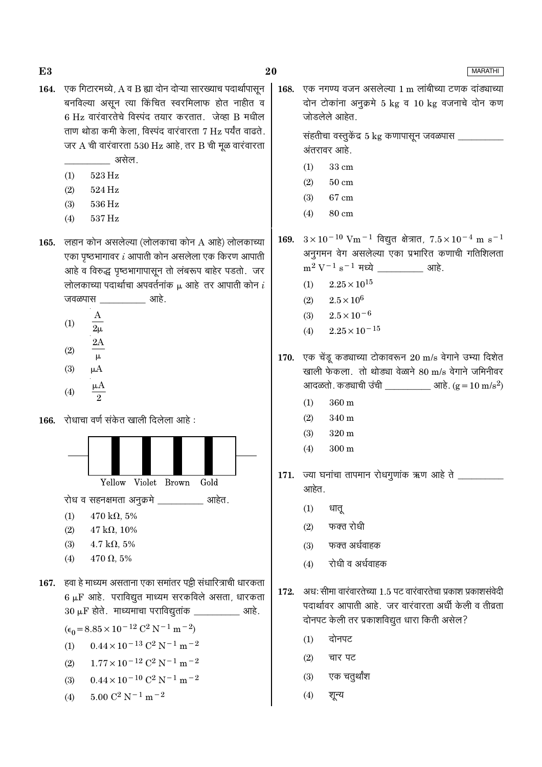164. एक गिटारमध्ये, A व B ह्या दोन दोऱ्या सारख्याच पदार्थापासून बनविल्या असून त्या किंचित स्वरमिलाफ होत नाहीत व 6 Hz वारंवारतेचे विस्पंद तयार करतात. जेव्हा B मधील ताण थोडा कमी केला, विस्पंद वारंवारता 7 Hz पर्यंत वाढते. जर A ची वारंवारता 530 Hz आहे, तर B ची मूळ वारंवारता __________ असेल.

(1) 523 Hz
(2) 524 Hz
(3) 536 Hz
(4) 537 Hz

165. लहान कोन असलेल्या (लोलकाचा कोन A आहे) लोलकाच्या एका पृष्ठभागावर $i$ आपाती कोन असलेला एक किरण आपाती आहे व विरुद्ध पृष्ठभागापासून तो लंबरूप बाहेर पडतो. जर लोलकाच्या पदार्थाचा अपवर्तनांक $\mu$ आहे तर आपाती कोन $i$ जवळपास __________ आहे.

(1) $\dfrac{A}{2\mu}$
(2) $\dfrac{2A}{\mu}$
(3) $\mu A$
(4) $\dfrac{\mu A}{2}$

166. रोधाचा वर्ण संकेत खाली दिलेला आहे :

Yellow Violet Brown Gold

रोध व सहनक्षमता अनुक्रमे __________ आहेत.

(1) 470 kΩ, 5%
(2) 47 kΩ, 10%
(3) 4.7 kΩ, 5%
(4) 470 Ω, 5%

167. हवा हे माध्यम असताना एका समांतर पट्टी संधारित्राची धारकता 6 μF आहे. पराविद्युत माध्यम सरकविले असता, धारकता 30 μF होते. माध्यमाचा पराविद्युतांक __________ आहे.

($\epsilon_0 = 8.85 \times 10^{-12}\ C^2\ N^{-1}\ m^{-2}$)

(1) $0.44 \times 10^{-13}\ C^2\ N^{-1}\ m^{-2}$
(2) $1.77 \times 10^{-12}\ C^2\ N^{-1}\ m^{-2}$
(3) $0.44 \times 10^{-10}\ C^2\ N^{-1}\ m^{-2}$
(4) $5.00\ C^2\ N^{-1}\ m^{-2}$

168. एक नगण्य वजन असलेल्या 1 m लांबीच्या टणक दांड्याच्या दोन टोकांना अनुक्रमे 5 kg व 10 kg वजनाचे दोन कण जोडलेले आहेत.

संहतीचा वस्तुकेंद्र 5 kg कणापासून जवळपास __________ अंतरावर आहे.

(1) 33 cm
(2) 50 cm
(3) 67 cm
(4) 80 cm

169. $3 \times 10^{-10}\ Vm^{-1}$ विद्युत क्षेत्रात, $7.5 \times 10^{-4}\ m\ s^{-1}$ अनुगमन वेग असलेल्या एका प्रभारित कणाची गतिशिलता $m^2\ V^{-1}\ s^{-1}$ मध्ये __________ आहे.

(1) $2.25 \times 10^{15}$
(2) $2.5 \times 10^{6}$
(3) $2.5 \times 10^{-6}$
(4) $2.25 \times 10^{-15}$

170. एक चेंडू कड्याच्या टोकावरून 20 m/s वेगाने उभ्या दिशेत खाली फेकला. तो थोड्या वेळाने 80 m/s वेगाने जमिनीवर आदळतो. कड्याची उंची __________ आहे. ($g = 10\ m/s^2$)

(1) 360 m
(2) 340 m
(3) 320 m
(4) 300 m

171. ज्या घनांचा तापमान रोधगुणांक ऋण आहे ते __________ आहेत.

(1) धातू
(2) फक्त रोधी
(3) फक्त अर्धवाहक
(4) रोधी व अर्धवाहक

172. अधःसीमा वारंवारतेच्या 1.5 पट वारंवारतेचा प्रकाश प्रकाशसंवेदी पदार्थावर आपाती आहे. जर वारंवारता अर्धी केली व तीव्रता दोनपट केली तर प्रकाशविद्युत धारा किती असेल?

(1) दोनपट
(2) चार पट
(3) एक चतुर्थांश
(4) शून्य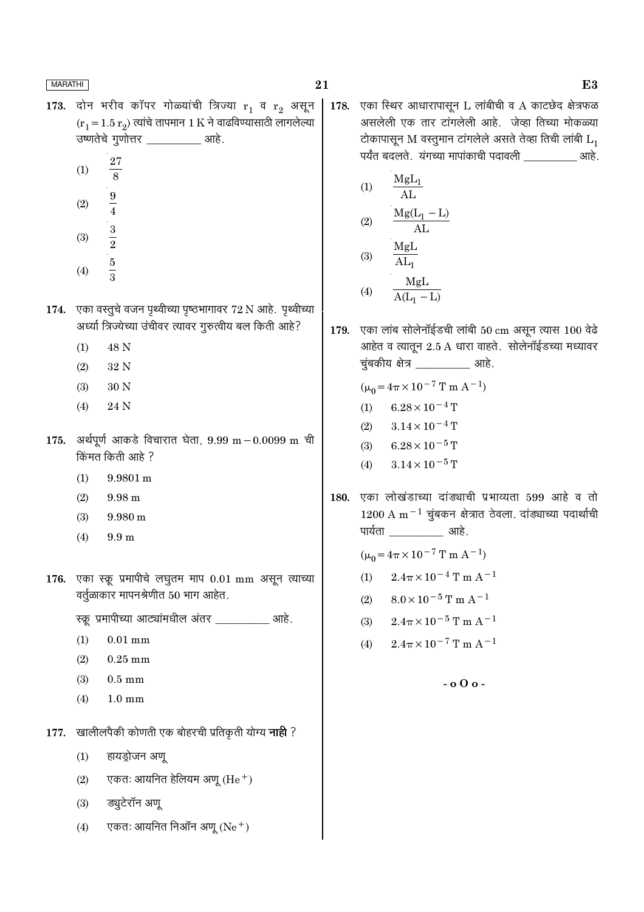173. दोन भरीव कॉपर गोळ्यांची त्रिज्या $r_1$ व $r_2$ असून ($r_1 = 1.5\, r_2$) त्यांचे तापमान 1 K ने वाढविण्यासाठी लागलेल्या उष्णतेचे गुणोत्तर __________ आहे.

(1) $\frac{27}{8}$

(2) $\frac{9}{4}$

(3) $\frac{3}{2}$

(4) $\frac{5}{3}$

174. एका वस्तुचे वजन पृथ्वीच्या पृष्ठभागावर 72 N आहे. पृथ्वीच्या अर्ध्या त्रिज्येच्या उंचीवर त्यावर गुरुत्वीय बल किती आहे?

(1) 48 N

(2) 32 N

(3) 30 N

(4) 24 N

175. अर्थपूर्ण आकडे विचारात घेता, 9.99 m − 0.0099 m ची किंमत किती आहे ?

(1) 9.9801 m

(2) 9.98 m

(3) 9.980 m

(4) 9.9 m

176. एका स्क्रू प्रमापीचे लघुतम माप 0.01 mm असून त्याच्या वर्तुळाकार मापनश्रेणीत 50 भाग आहेत.

स्क्रू प्रमापीच्या आट्यांमधील अंतर __________ आहे.

(1) 0.01 mm

(2) 0.25 mm

(3) 0.5 mm

(4) 1.0 mm

177. खालीलपैकी कोणती एक बोहरची प्रतिकृती योग्य **नाही** ?

(1) हायड्रोजन अणू

(2) एकतः आयनित हेलियम अणू ($He^+$)

(3) ड्युटेरॉन अणू

(4) एकतः आयनित निऑन अणू ($Ne^+$)

178. एका स्थिर आधारापासून L लांबीची व A काटछेद क्षेत्रफळ असलेली एक तार टांगलेली आहे. जेव्हा तिच्या मोकळ्या टोकापासून M वस्तुमान टांगलेले असते तेव्हा तिची लांबी $L_1$ पर्यंत बदलते. यंगच्या मापांकाची पदावली __________ आहे.

(1) $\frac{MgL_1}{AL}$

(2) $\frac{Mg(L_1 - L)}{AL}$

(3) $\frac{MgL}{AL_1}$

(4) $\frac{MgL}{A(L_1 - L)}$

179. एका लांब सोलेनॉईडची लांबी 50 cm असून त्यास 100 वेढे आहेत व त्यातून 2.5 A धारा वाहते. सोलेनॉईडच्या मध्यावर चुंबकीय क्षेत्र __________ आहे.

($\mu_0 = 4\pi \times 10^{-7}$ T m A$^{-1}$)

(1) $6.28 \times 10^{-4}$ T

(2) $3.14 \times 10^{-4}$ T

(3) $6.28 \times 10^{-5}$ T

(4) $3.14 \times 10^{-5}$ T

180. एका लोखंडाच्या दांड्याची प्रभाव्यता 599 आहे व तो 1200 A m$^{-1}$ चुंबकन क्षेत्रात ठेवला. दांड्याच्या पदार्थाची पार्यता __________ आहे.

($\mu_0 = 4\pi \times 10^{-7}$ T m A$^{-1}$)

(1) $2.4\pi \times 10^{-4}$ T m A$^{-1}$

(2) $8.0 \times 10^{-5}$ T m A$^{-1}$

(3) $2.4\pi \times 10^{-5}$ T m A$^{-1}$

(4) $2.4\pi \times 10^{-7}$ T m A$^{-1}$

- o O o -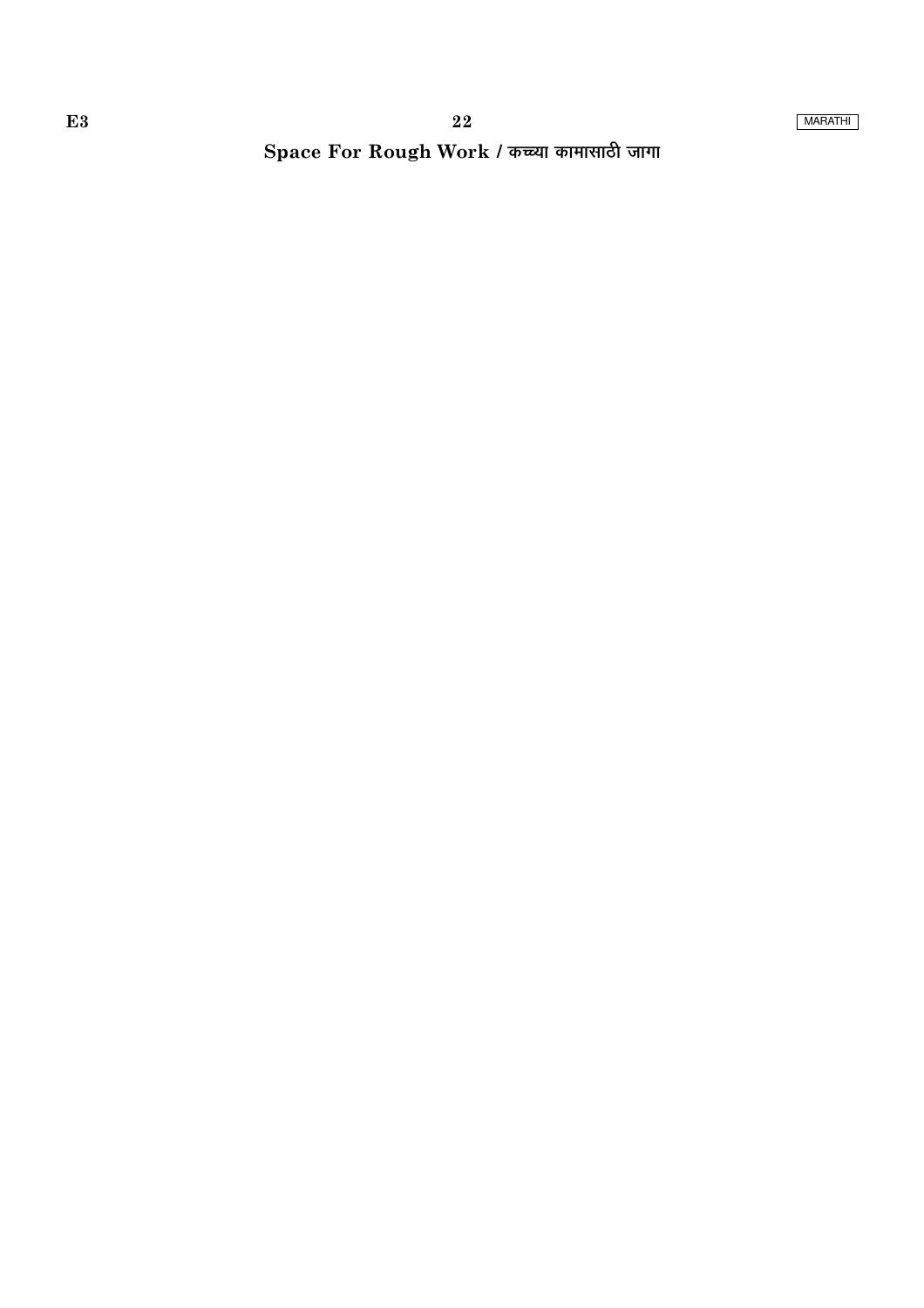# Space For Rough Work / कच्च्या कामासाठी जागा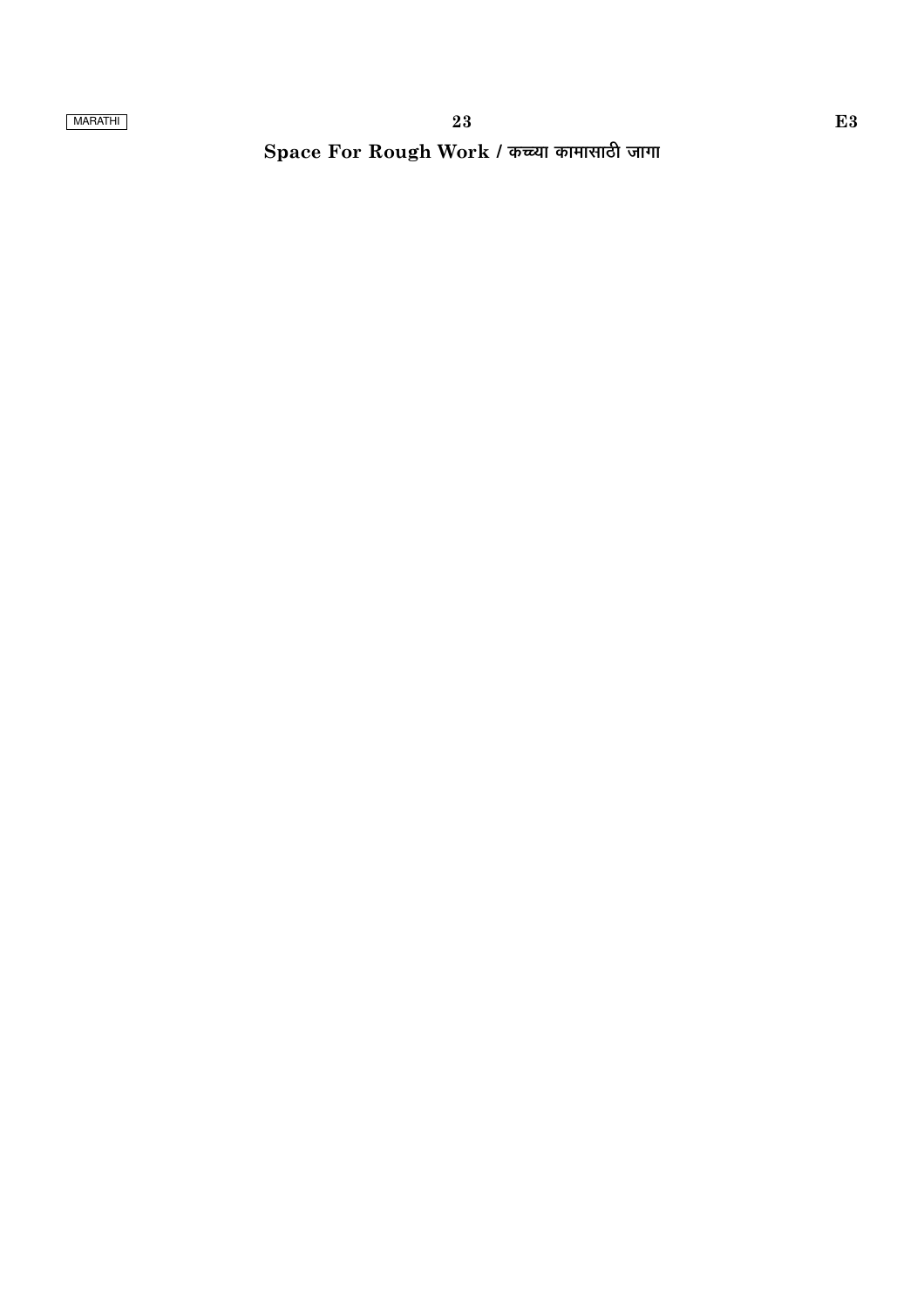**Space For Rough Work / कच्च्या कामासाठी जागा**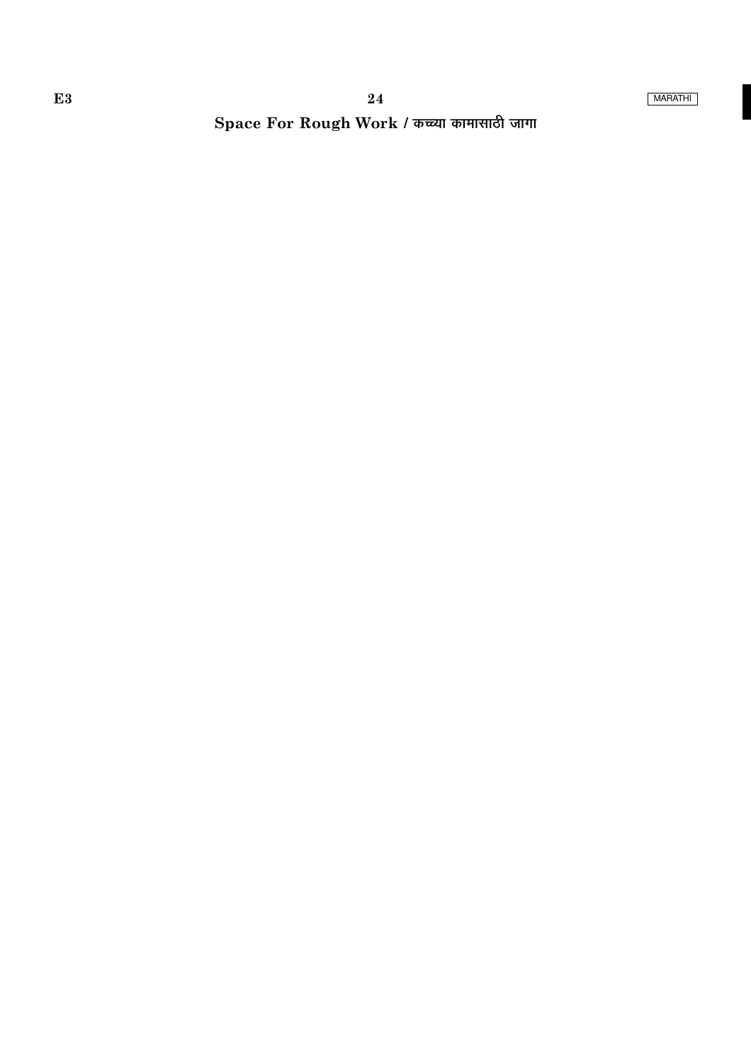## Space For Rough Work / कच्च्या कामासाठी जागा